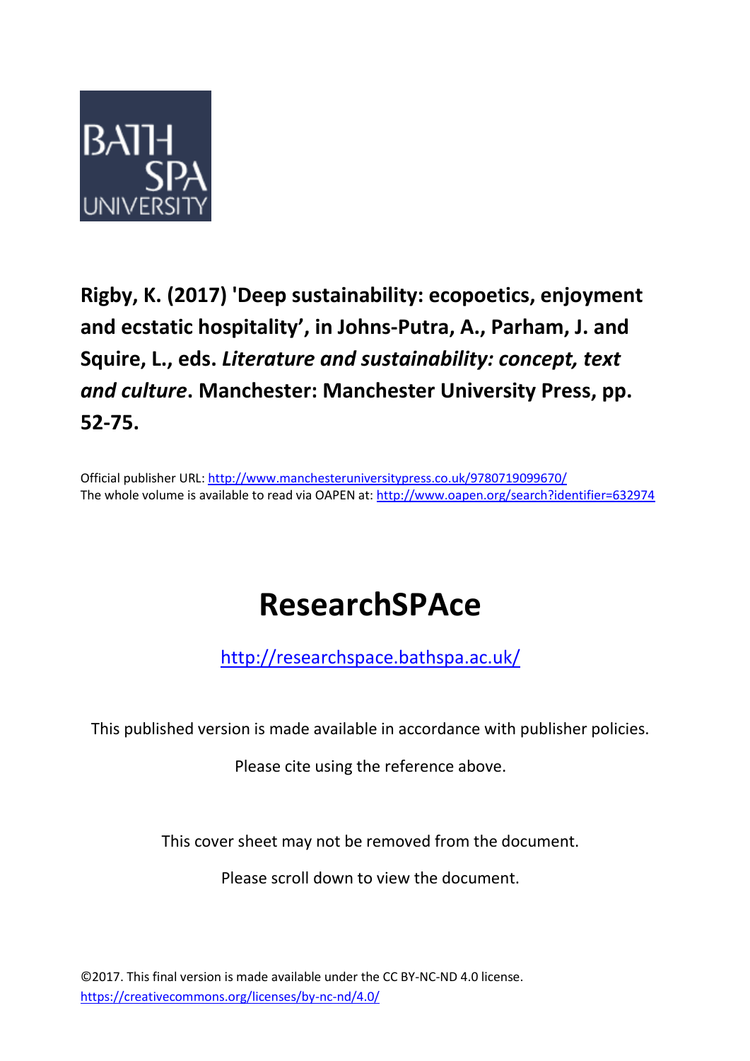BATH SPA UNIVERSITY

**Rigby, K. (2017) 'Deep sustainability: ecopoetics, enjoyment and ecstatic hospitality', in Johns-Putra, A., Parham, J. and Squire, L., eds. *Literature and sustainability: concept, text and culture*. Manchester: Manchester University Press, pp. 52-75.**

Official publisher URL: http://www.manchesteruniversitypress.co.uk/9780719099670/
The whole volume is available to read via OAPEN at: http://www.oapen.org/search?identifier=632974

# ResearchSPAce

http://researchspace.bathspa.ac.uk/

This published version is made available in accordance with publisher policies.

Please cite using the reference above.

This cover sheet may not be removed from the document.

Please scroll down to view the document.

©2017. This final version is made available under the CC BY-NC-ND 4.0 license.
https://creativecommons.org/licenses/by-nc-nd/4.0/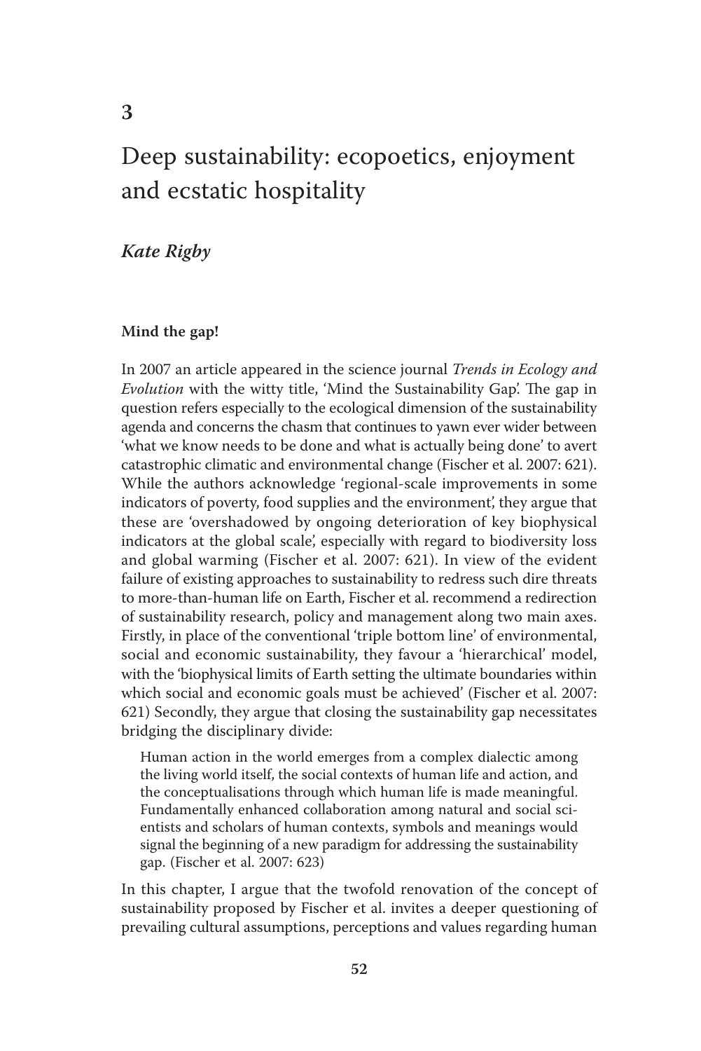# 3

# Deep sustainability: ecopoetics, enjoyment and ecstatic hospitality

***Kate Rigby***

### Mind the gap!

In 2007 an article appeared in the science journal *Trends in Ecology and Evolution* with the witty title, 'Mind the Sustainability Gap'. The gap in question refers especially to the ecological dimension of the sustainability agenda and concerns the chasm that continues to yawn ever wider between 'what we know needs to be done and what is actually being done' to avert catastrophic climatic and environmental change (Fischer et al. 2007: 621). While the authors acknowledge 'regional-scale improvements in some indicators of poverty, food supplies and the environment', they argue that these are 'overshadowed by ongoing deterioration of key biophysical indicators at the global scale', especially with regard to biodiversity loss and global warming (Fischer et al. 2007: 621). In view of the evident failure of existing approaches to sustainability to redress such dire threats to more-than-human life on Earth, Fischer et al. recommend a redirection of sustainability research, policy and management along two main axes. Firstly, in place of the conventional 'triple bottom line' of environmental, social and economic sustainability, they favour a 'hierarchical' model, with the 'biophysical limits of Earth setting the ultimate boundaries within which social and economic goals must be achieved' (Fischer et al. 2007: 621) Secondly, they argue that closing the sustainability gap necessitates bridging the disciplinary divide:

> Human action in the world emerges from a complex dialectic among the living world itself, the social contexts of human life and action, and the conceptualisations through which human life is made meaningful. Fundamentally enhanced collaboration among natural and social scientists and scholars of human contexts, symbols and meanings would signal the beginning of a new paradigm for addressing the sustainability gap. (Fischer et al. 2007: 623)

In this chapter, I argue that the twofold renovation of the concept of sustainability proposed by Fischer et al. invites a deeper questioning of prevailing cultural assumptions, perceptions and values regarding human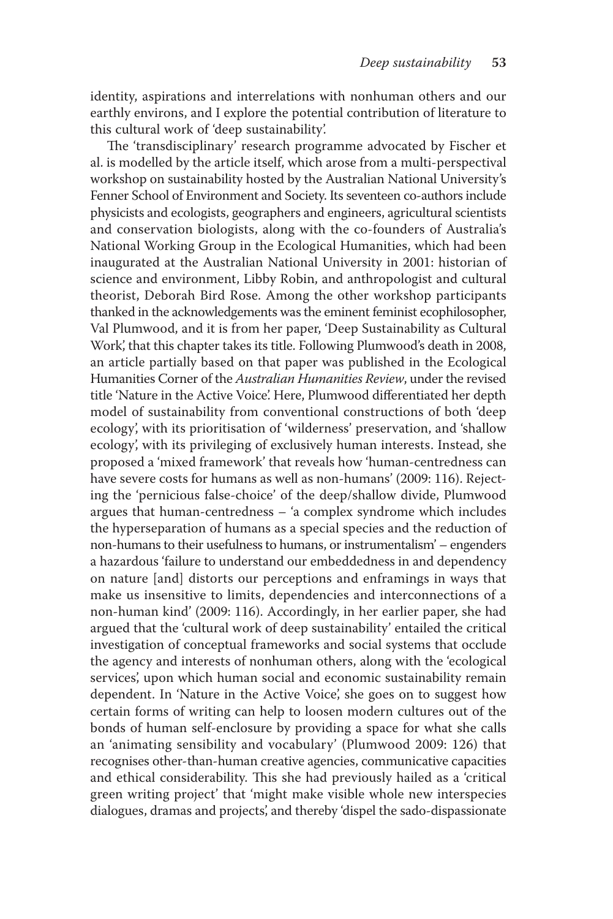identity, aspirations and interrelations with nonhuman others and our earthly environs, and I explore the potential contribution of literature to this cultural work of 'deep sustainability'.

The 'transdisciplinary' research programme advocated by Fischer et al. is modelled by the article itself, which arose from a multi-perspectival workshop on sustainability hosted by the Australian National University's Fenner School of Environment and Society. Its seventeen co-authors include physicists and ecologists, geographers and engineers, agricultural scientists and conservation biologists, along with the co-founders of Australia's National Working Group in the Ecological Humanities, which had been inaugurated at the Australian National University in 2001: historian of science and environment, Libby Robin, and anthropologist and cultural theorist, Deborah Bird Rose. Among the other workshop participants thanked in the acknowledgements was the eminent feminist ecophilosopher, Val Plumwood, and it is from her paper, 'Deep Sustainability as Cultural Work', that this chapter takes its title. Following Plumwood's death in 2008, an article partially based on that paper was published in the Ecological Humanities Corner of the *Australian Humanities Review*, under the revised title 'Nature in the Active Voice'. Here, Plumwood differentiated her depth model of sustainability from conventional constructions of both 'deep ecology', with its prioritisation of 'wilderness' preservation, and 'shallow ecology', with its privileging of exclusively human interests. Instead, she proposed a 'mixed framework' that reveals how 'human-centredness can have severe costs for humans as well as non-humans' (2009: 116). Rejecting the 'pernicious false-choice' of the deep/shallow divide, Plumwood argues that human-centredness – 'a complex syndrome which includes the hyperseparation of humans as a special species and the reduction of non-humans to their usefulness to humans, or instrumentalism' – engenders a hazardous 'failure to understand our embeddedness in and dependency on nature [and] distorts our perceptions and enframings in ways that make us insensitive to limits, dependencies and interconnections of a non-human kind' (2009: 116). Accordingly, in her earlier paper, she had argued that the 'cultural work of deep sustainability' entailed the critical investigation of conceptual frameworks and social systems that occlude the agency and interests of nonhuman others, along with the 'ecological services', upon which human social and economic sustainability remain dependent. In 'Nature in the Active Voice', she goes on to suggest how certain forms of writing can help to loosen modern cultures out of the bonds of human self-enclosure by providing a space for what she calls an 'animating sensibility and vocabulary' (Plumwood 2009: 126) that recognises other-than-human creative agencies, communicative capacities and ethical considerability. This she had previously hailed as a 'critical green writing project' that 'might make visible whole new interspecies dialogues, dramas and projects', and thereby 'dispel the sado-dispassionate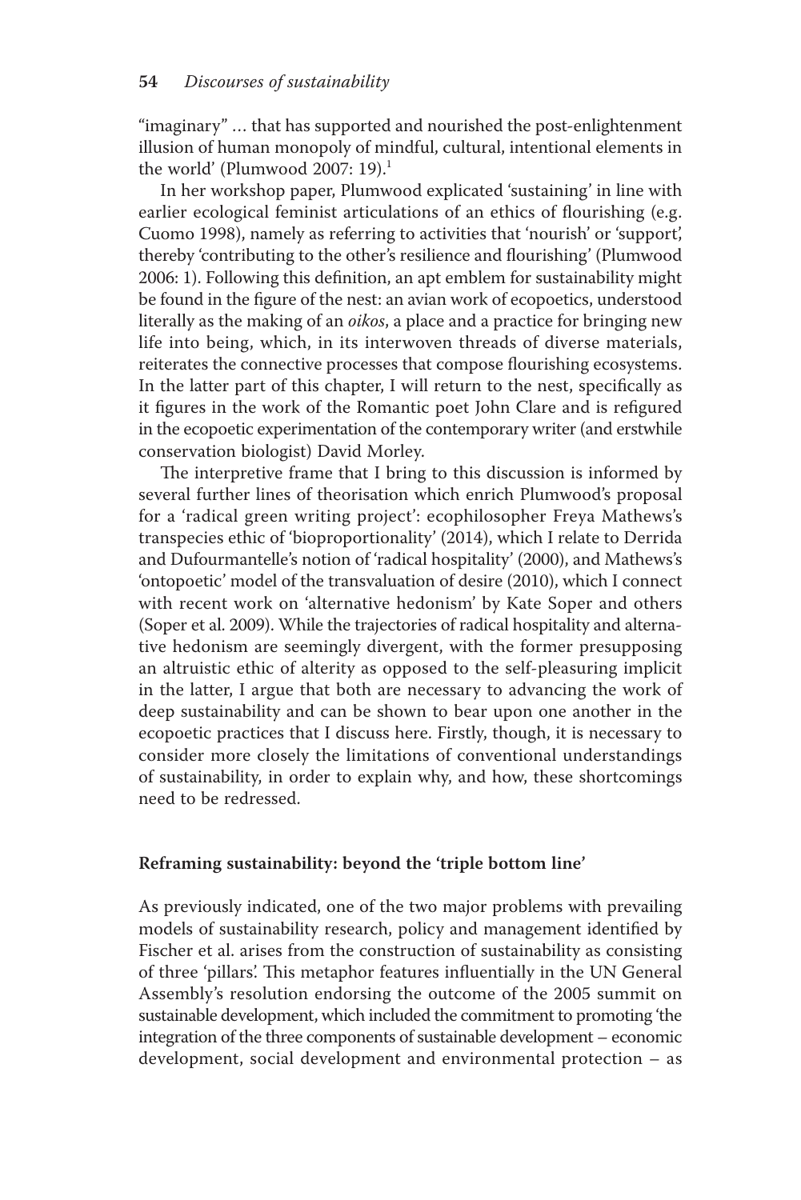'imaginary" … that has supported and nourished the post-enlightenment illusion of human monopoly of mindful, cultural, intentional elements in the world' (Plumwood 2007: 19).[1]

In her workshop paper, Plumwood explicated 'sustaining' in line with earlier ecological feminist articulations of an ethics of flourishing (e.g. Cuomo 1998), namely as referring to activities that 'nourish' or 'support', thereby 'contributing to the other's resilience and flourishing' (Plumwood 2006: 1). Following this definition, an apt emblem for sustainability might be found in the figure of the nest: an avian work of ecopoetics, understood literally as the making of an *oikos*, a place and a practice for bringing new life into being, which, in its interwoven threads of diverse materials, reiterates the connective processes that compose flourishing ecosystems. In the latter part of this chapter, I will return to the nest, specifically as it figures in the work of the Romantic poet John Clare and is refigured in the ecopoetic experimentation of the contemporary writer (and erstwhile conservation biologist) David Morley.

The interpretive frame that I bring to this discussion is informed by several further lines of theorisation which enrich Plumwood's proposal for a 'radical green writing project': ecophilosopher Freya Mathews's transpecies ethic of 'bioproportionality' (2014), which I relate to Derrida and Dufourmantelle's notion of 'radical hospitality' (2000), and Mathews's 'ontopoetic' model of the transvaluation of desire (2010), which I connect with recent work on 'alternative hedonism' by Kate Soper and others (Soper et al. 2009). While the trajectories of radical hospitality and alternative hedonism are seemingly divergent, with the former presupposing an altruistic ethic of alterity as opposed to the self-pleasuring implicit in the latter, I argue that both are necessary to advancing the work of deep sustainability and can be shown to bear upon one another in the ecopoetic practices that I discuss here. Firstly, though, it is necessary to consider more closely the limitations of conventional understandings of sustainability, in order to explain why, and how, these shortcomings need to be redressed.

## Reframing sustainability: beyond the 'triple bottom line'

As previously indicated, one of the two major problems with prevailing models of sustainability research, policy and management identified by Fischer et al. arises from the construction of sustainability as consisting of three 'pillars'. This metaphor features influentially in the UN General Assembly's resolution endorsing the outcome of the 2005 summit on sustainable development, which included the commitment to promoting 'the integration of the three components of sustainable development – economic development, social development and environmental protection – as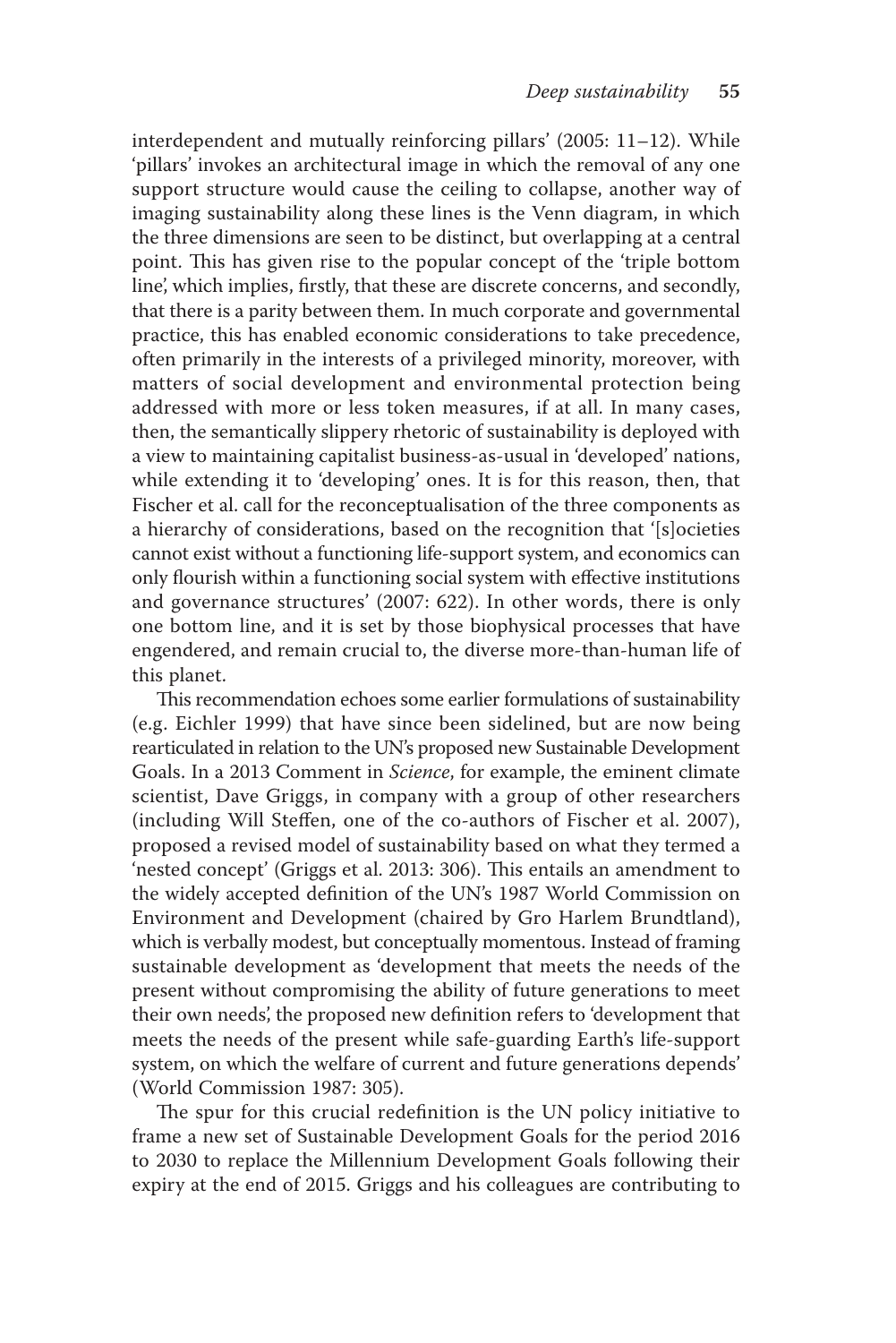interdependent and mutually reinforcing pillars' (2005: 11–12). While 'pillars' invokes an architectural image in which the removal of any one support structure would cause the ceiling to collapse, another way of imaging sustainability along these lines is the Venn diagram, in which the three dimensions are seen to be distinct, but overlapping at a central point. This has given rise to the popular concept of the 'triple bottom line', which implies, firstly, that these are discrete concerns, and secondly, that there is a parity between them. In much corporate and governmental practice, this has enabled economic considerations to take precedence, often primarily in the interests of a privileged minority, moreover, with matters of social development and environmental protection being addressed with more or less token measures, if at all. In many cases, then, the semantically slippery rhetoric of sustainability is deployed with a view to maintaining capitalist business-as-usual in 'developed' nations, while extending it to 'developing' ones. It is for this reason, then, that Fischer et al. call for the reconceptualisation of the three components as a hierarchy of considerations, based on the recognition that '[s]ocieties cannot exist without a functioning life-support system, and economics can only flourish within a functioning social system with effective institutions and governance structures' (2007: 622). In other words, there is only one bottom line, and it is set by those biophysical processes that have engendered, and remain crucial to, the diverse more-than-human life of this planet.

This recommendation echoes some earlier formulations of sustainability (e.g. Eichler 1999) that have since been sidelined, but are now being rearticulated in relation to the UN's proposed new Sustainable Development Goals. In a 2013 Comment in *Science*, for example, the eminent climate scientist, Dave Griggs, in company with a group of other researchers (including Will Steffen, one of the co-authors of Fischer et al. 2007), proposed a revised model of sustainability based on what they termed a 'nested concept' (Griggs et al. 2013: 306). This entails an amendment to the widely accepted definition of the UN's 1987 World Commission on Environment and Development (chaired by Gro Harlem Brundtland), which is verbally modest, but conceptually momentous. Instead of framing sustainable development as 'development that meets the needs of the present without compromising the ability of future generations to meet their own needs', the proposed new definition refers to 'development that meets the needs of the present while safe-guarding Earth's life-support system, on which the welfare of current and future generations depends' (World Commission 1987: 305).

The spur for this crucial redefinition is the UN policy initiative to frame a new set of Sustainable Development Goals for the period 2016 to 2030 to replace the Millennium Development Goals following their expiry at the end of 2015. Griggs and his colleagues are contributing to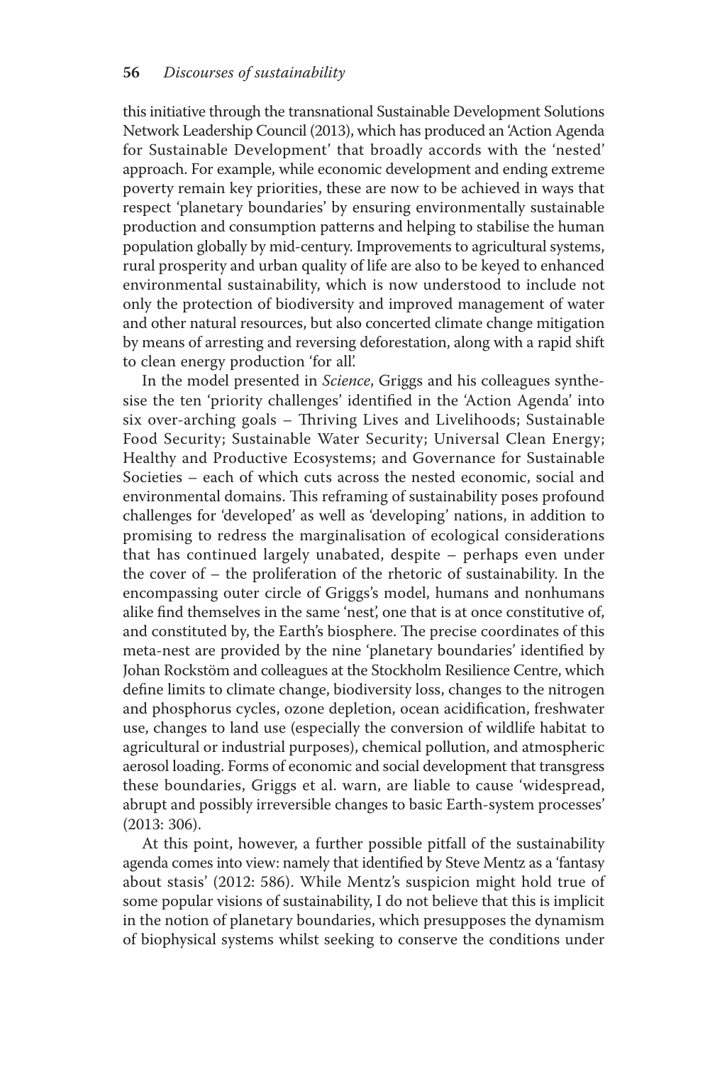this initiative through the transnational Sustainable Development Solutions Network Leadership Council (2013), which has produced an 'Action Agenda for Sustainable Development' that broadly accords with the 'nested' approach. For example, while economic development and ending extreme poverty remain key priorities, these are now to be achieved in ways that respect 'planetary boundaries' by ensuring environmentally sustainable production and consumption patterns and helping to stabilise the human population globally by mid-century. Improvements to agricultural systems, rural prosperity and urban quality of life are also to be keyed to enhanced environmental sustainability, which is now understood to include not only the protection of biodiversity and improved management of water and other natural resources, but also concerted climate change mitigation by means of arresting and reversing deforestation, along with a rapid shift to clean energy production 'for all'.

In the model presented in *Science*, Griggs and his colleagues synthesise the ten 'priority challenges' identified in the 'Action Agenda' into six over-arching goals – Thriving Lives and Livelihoods; Sustainable Food Security; Sustainable Water Security; Universal Clean Energy; Healthy and Productive Ecosystems; and Governance for Sustainable Societies – each of which cuts across the nested economic, social and environmental domains. This reframing of sustainability poses profound challenges for 'developed' as well as 'developing' nations, in addition to promising to redress the marginalisation of ecological considerations that has continued largely unabated, despite – perhaps even under the cover of – the proliferation of the rhetoric of sustainability. In the encompassing outer circle of Griggs's model, humans and nonhumans alike find themselves in the same 'nest', one that is at once constitutive of, and constituted by, the Earth's biosphere. The precise coordinates of this meta-nest are provided by the nine 'planetary boundaries' identified by Johan Rockstöm and colleagues at the Stockholm Resilience Centre, which define limits to climate change, biodiversity loss, changes to the nitrogen and phosphorus cycles, ozone depletion, ocean acidification, freshwater use, changes to land use (especially the conversion of wildlife habitat to agricultural or industrial purposes), chemical pollution, and atmospheric aerosol loading. Forms of economic and social development that transgress these boundaries, Griggs et al. warn, are liable to cause 'widespread, abrupt and possibly irreversible changes to basic Earth-system processes' (2013: 306).

At this point, however, a further possible pitfall of the sustainability agenda comes into view: namely that identified by Steve Mentz as a 'fantasy about stasis' (2012: 586). While Mentz's suspicion might hold true of some popular visions of sustainability, I do not believe that this is implicit in the notion of planetary boundaries, which presupposes the dynamism of biophysical systems whilst seeking to conserve the conditions under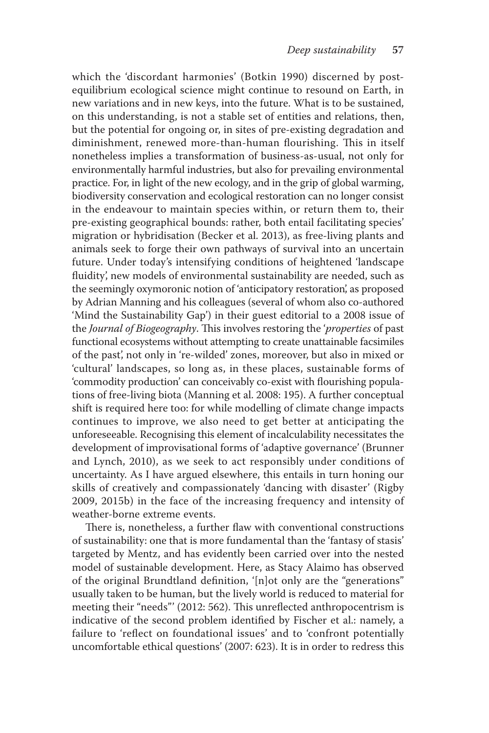which the 'discordant harmonies' (Botkin 1990) discerned by post-equilibrium ecological science might continue to resound on Earth, in new variations and in new keys, into the future. What is to be sustained, on this understanding, is not a stable set of entities and relations, then, but the potential for ongoing or, in sites of pre-existing degradation and diminishment, renewed more-than-human flourishing. This in itself nonetheless implies a transformation of business-as-usual, not only for environmentally harmful industries, but also for prevailing environmental practice. For, in light of the new ecology, and in the grip of global warming, biodiversity conservation and ecological restoration can no longer consist in the endeavour to maintain species within, or return them to, their pre-existing geographical bounds: rather, both entail facilitating species' migration or hybridisation (Becker et al. 2013), as free-living plants and animals seek to forge their own pathways of survival into an uncertain future. Under today's intensifying conditions of heightened 'landscape fluidity', new models of environmental sustainability are needed, such as the seemingly oxymoronic notion of 'anticipatory restoration', as proposed by Adrian Manning and his colleagues (several of whom also co-authored 'Mind the Sustainability Gap') in their guest editorial to a 2008 issue of the *Journal of Biogeography*. This involves restoring the '*properties* of past functional ecosystems without attempting to create unattainable facsimiles of the past', not only in 're-wilded' zones, moreover, but also in mixed or 'cultural' landscapes, so long as, in these places, sustainable forms of 'commodity production' can conceivably co-exist with flourishing populations of free-living biota (Manning et al. 2008: 195). A further conceptual shift is required here too: for while modelling of climate change impacts continues to improve, we also need to get better at anticipating the unforeseeable. Recognising this element of incalculability necessitates the development of improvisational forms of 'adaptive governance' (Brunner and Lynch, 2010), as we seek to act responsibly under conditions of uncertainty. As I have argued elsewhere, this entails in turn honing our skills of creatively and compassionately 'dancing with disaster' (Rigby 2009, 2015b) in the face of the increasing frequency and intensity of weather-borne extreme events.

There is, nonetheless, a further flaw with conventional constructions of sustainability: one that is more fundamental than the 'fantasy of stasis' targeted by Mentz, and has evidently been carried over into the nested model of sustainable development. Here, as Stacy Alaimo has observed of the original Brundtland definition, '[n]ot only are the "generations" usually taken to be human, but the lively world is reduced to material for meeting their "needs"' (2012: 562). This unreflected anthropocentrism is indicative of the second problem identified by Fischer et al.: namely, a failure to 'reflect on foundational issues' and to 'confront potentially uncomfortable ethical questions' (2007: 623). It is in order to redress this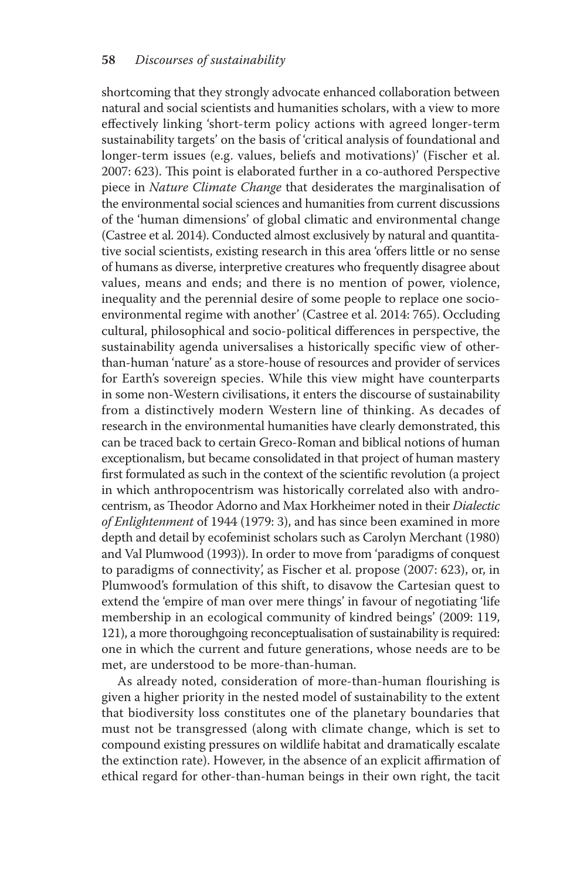shortcoming that they strongly advocate enhanced collaboration between natural and social scientists and humanities scholars, with a view to more effectively linking 'short-term policy actions with agreed longer-term sustainability targets' on the basis of 'critical analysis of foundational and longer-term issues (e.g. values, beliefs and motivations)' (Fischer et al. 2007: 623). This point is elaborated further in a co-authored Perspective piece in *Nature Climate Change* that desiderates the marginalisation of the environmental social sciences and humanities from current discussions of the 'human dimensions' of global climatic and environmental change (Castree et al. 2014). Conducted almost exclusively by natural and quantitative social scientists, existing research in this area 'offers little or no sense of humans as diverse, interpretive creatures who frequently disagree about values, means and ends; and there is no mention of power, violence, inequality and the perennial desire of some people to replace one socio-environmental regime with another' (Castree et al. 2014: 765). Occluding cultural, philosophical and socio-political differences in perspective, the sustainability agenda universalises a historically specific view of other-than-human 'nature' as a store-house of resources and provider of services for Earth's sovereign species. While this view might have counterparts in some non-Western civilisations, it enters the discourse of sustainability from a distinctively modern Western line of thinking. As decades of research in the environmental humanities have clearly demonstrated, this can be traced back to certain Greco-Roman and biblical notions of human exceptionalism, but became consolidated in that project of human mastery first formulated as such in the context of the scientific revolution (a project in which anthropocentrism was historically correlated also with androcentrism, as Theodor Adorno and Max Horkheimer noted in their *Dialectic of Enlightenment* of 1944 (1979: 3), and has since been examined in more depth and detail by ecofeminist scholars such as Carolyn Merchant (1980) and Val Plumwood (1993)). In order to move from 'paradigms of conquest to paradigms of connectivity', as Fischer et al. propose (2007: 623), or, in Plumwood's formulation of this shift, to disavow the Cartesian quest to extend the 'empire of man over mere things' in favour of negotiating 'life membership in an ecological community of kindred beings' (2009: 119, 121), a more thoroughgoing reconceptualisation of sustainability is required: one in which the current and future generations, whose needs are to be met, are understood to be more-than-human.

As already noted, consideration of more-than-human flourishing is given a higher priority in the nested model of sustainability to the extent that biodiversity loss constitutes one of the planetary boundaries that must not be transgressed (along with climate change, which is set to compound existing pressures on wildlife habitat and dramatically escalate the extinction rate). However, in the absence of an explicit affirmation of ethical regard for other-than-human beings in their own right, the tacit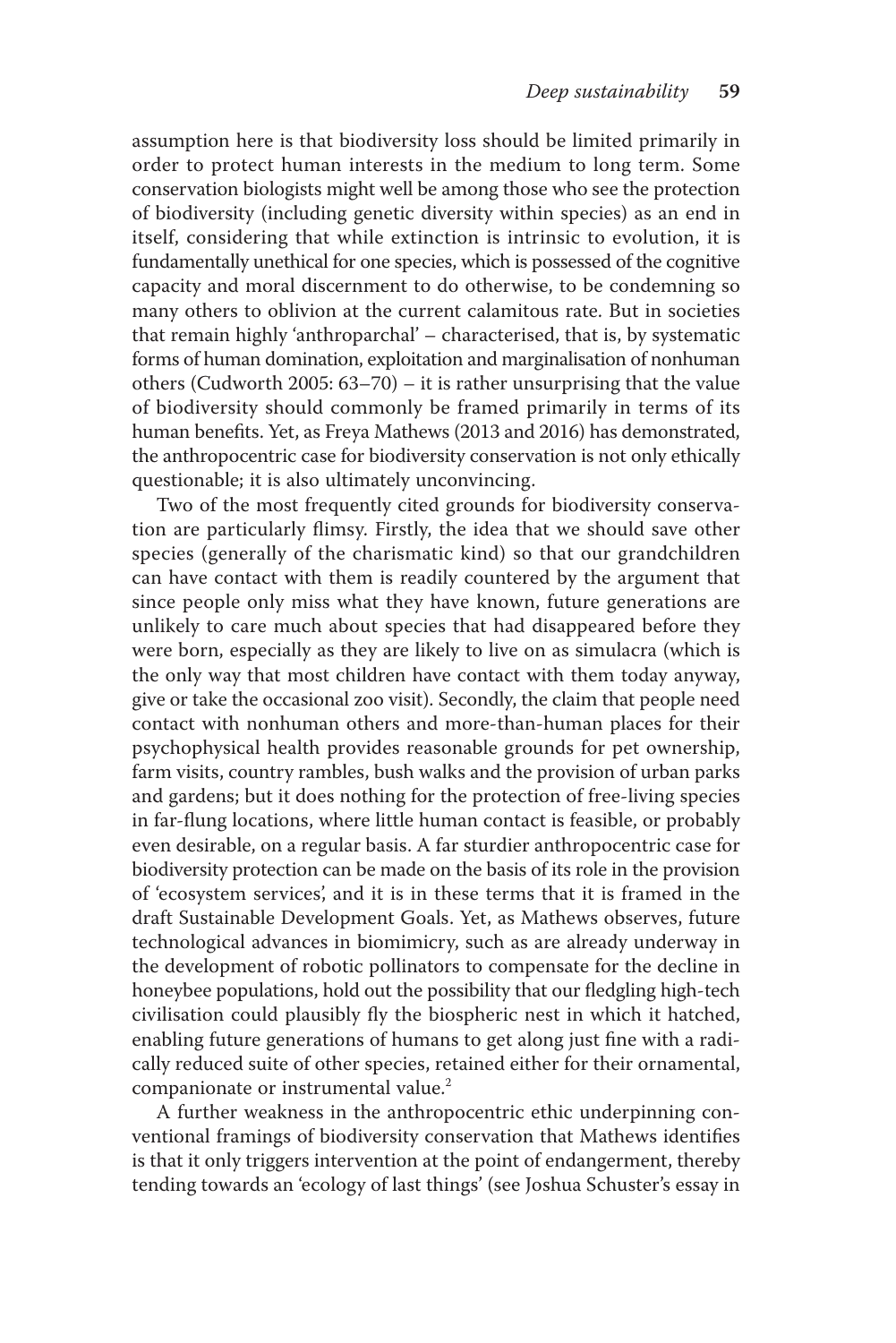assumption here is that biodiversity loss should be limited primarily in order to protect human interests in the medium to long term. Some conservation biologists might well be among those who see the protection of biodiversity (including genetic diversity within species) as an end in itself, considering that while extinction is intrinsic to evolution, it is fundamentally unethical for one species, which is possessed of the cognitive capacity and moral discernment to do otherwise, to be condemning so many others to oblivion at the current calamitous rate. But in societies that remain highly 'anthroparchal' – characterised, that is, by systematic forms of human domination, exploitation and marginalisation of nonhuman others (Cudworth 2005: 63–70) – it is rather unsurprising that the value of biodiversity should commonly be framed primarily in terms of its human benefits. Yet, as Freya Mathews (2013 and 2016) has demonstrated, the anthropocentric case for biodiversity conservation is not only ethically questionable; it is also ultimately unconvincing.

Two of the most frequently cited grounds for biodiversity conservation are particularly flimsy. Firstly, the idea that we should save other species (generally of the charismatic kind) so that our grandchildren can have contact with them is readily countered by the argument that since people only miss what they have known, future generations are unlikely to care much about species that had disappeared before they were born, especially as they are likely to live on as simulacra (which is the only way that most children have contact with them today anyway, give or take the occasional zoo visit). Secondly, the claim that people need contact with nonhuman others and more-than-human places for their psychophysical health provides reasonable grounds for pet ownership, farm visits, country rambles, bush walks and the provision of urban parks and gardens; but it does nothing for the protection of free-living species in far-flung locations, where little human contact is feasible, or probably even desirable, on a regular basis. A far sturdier anthropocentric case for biodiversity protection can be made on the basis of its role in the provision of 'ecosystem services', and it is in these terms that it is framed in the draft Sustainable Development Goals. Yet, as Mathews observes, future technological advances in biomimicry, such as are already underway in the development of robotic pollinators to compensate for the decline in honeybee populations, hold out the possibility that our fledgling high-tech civilisation could plausibly fly the biospheric nest in which it hatched, enabling future generations of humans to get along just fine with a radically reduced suite of other species, retained either for their ornamental, companionate or instrumental value.[2]

A further weakness in the anthropocentric ethic underpinning conventional framings of biodiversity conservation that Mathews identifies is that it only triggers intervention at the point of endangerment, thereby tending towards an 'ecology of last things' (see Joshua Schuster's essay in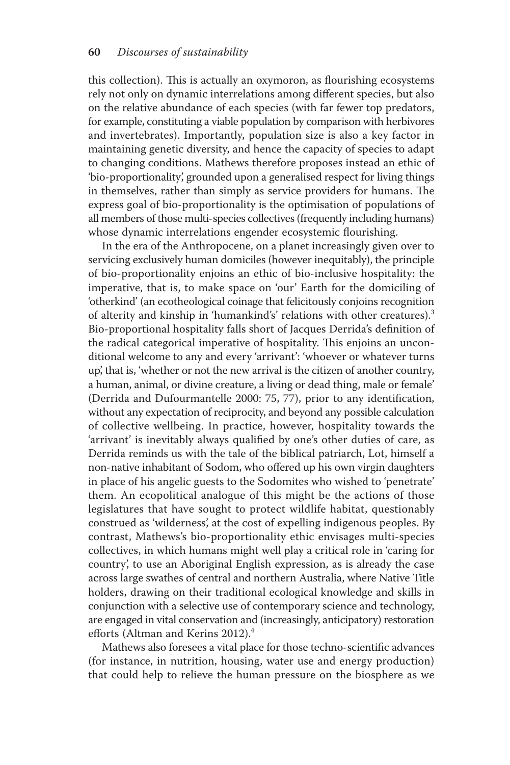this collection). This is actually an oxymoron, as flourishing ecosystems rely not only on dynamic interrelations among different species, but also on the relative abundance of each species (with far fewer top predators, for example, constituting a viable population by comparison with herbivores and invertebrates). Importantly, population size is also a key factor in maintaining genetic diversity, and hence the capacity of species to adapt to changing conditions. Mathews therefore proposes instead an ethic of 'bio-proportionality', grounded upon a generalised respect for living things in themselves, rather than simply as service providers for humans. The express goal of bio-proportionality is the optimisation of populations of all members of those multi-species collectives (frequently including humans) whose dynamic interrelations engender ecosystemic flourishing.

In the era of the Anthropocene, on a planet increasingly given over to servicing exclusively human domiciles (however inequitably), the principle of bio-proportionality enjoins an ethic of bio-inclusive hospitality: the imperative, that is, to make space on 'our' Earth for the domiciling of 'otherkind' (an ecotheological coinage that felicitously conjoins recognition of alterity and kinship in 'humankind's' relations with other creatures).[3] Bio-proportional hospitality falls short of Jacques Derrida's definition of the radical categorical imperative of hospitality. This enjoins an unconditional welcome to any and every 'arrivant': 'whoever or whatever turns up', that is, 'whether or not the new arrival is the citizen of another country, a human, animal, or divine creature, a living or dead thing, male or female' (Derrida and Dufourmantelle 2000: 75, 77), prior to any identification, without any expectation of reciprocity, and beyond any possible calculation of collective wellbeing. In practice, however, hospitality towards the 'arrivant' is inevitably always qualified by one's other duties of care, as Derrida reminds us with the tale of the biblical patriarch, Lot, himself a non-native inhabitant of Sodom, who offered up his own virgin daughters in place of his angelic guests to the Sodomites who wished to 'penetrate' them. An ecopolitical analogue of this might be the actions of those legislatures that have sought to protect wildlife habitat, questionably construed as 'wilderness', at the cost of expelling indigenous peoples. By contrast, Mathews's bio-proportionality ethic envisages multi-species collectives, in which humans might well play a critical role in 'caring for country', to use an Aboriginal English expression, as is already the case across large swathes of central and northern Australia, where Native Title holders, drawing on their traditional ecological knowledge and skills in conjunction with a selective use of contemporary science and technology, are engaged in vital conservation and (increasingly, anticipatory) restoration efforts (Altman and Kerins 2012).[4]

Mathews also foresees a vital place for those techno-scientific advances (for instance, in nutrition, housing, water use and energy production) that could help to relieve the human pressure on the biosphere as we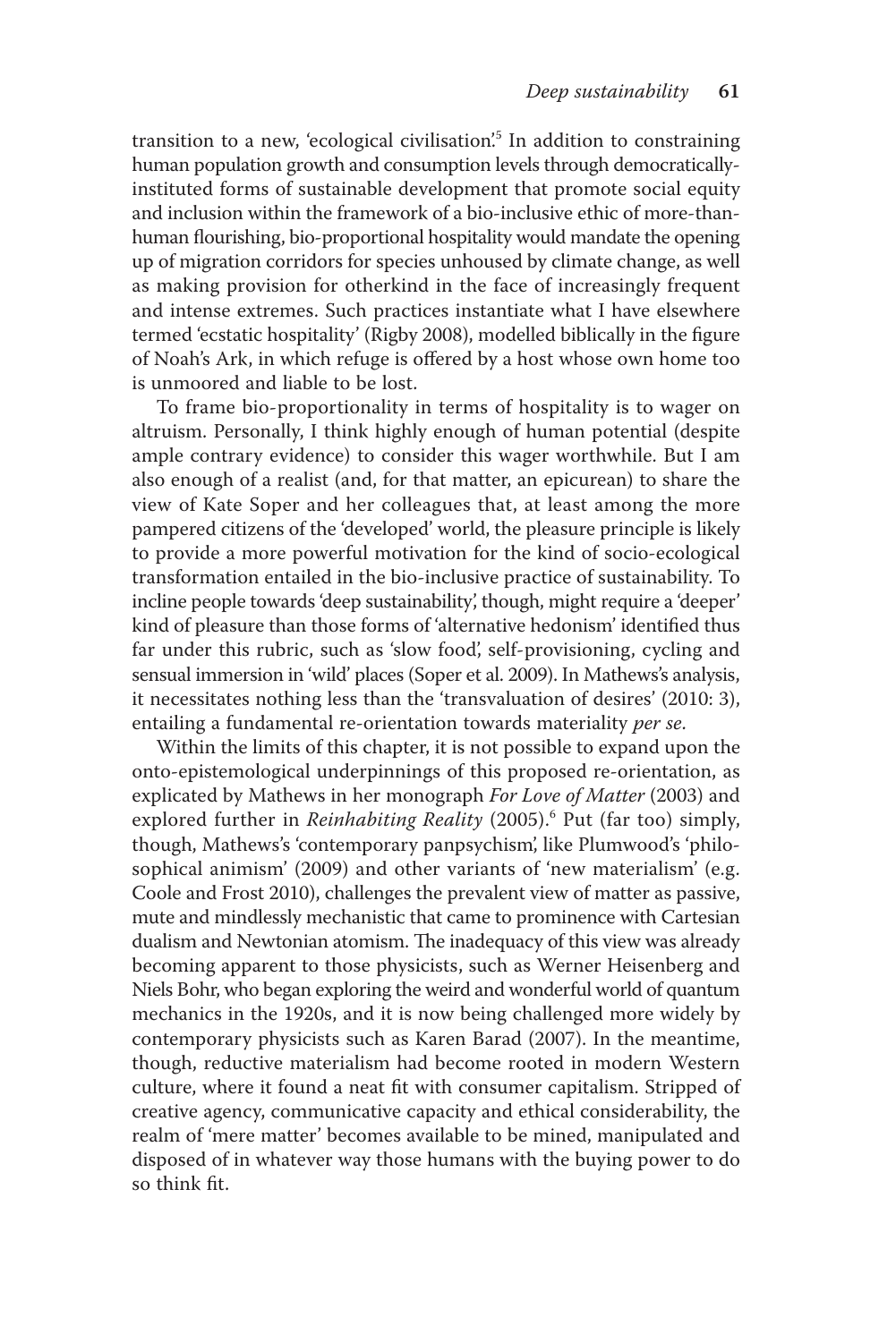transition to a new, 'ecological civilisation'.[5] In addition to constraining human population growth and consumption levels through democratically-instituted forms of sustainable development that promote social equity and inclusion within the framework of a bio-inclusive ethic of more-than-human flourishing, bio-proportional hospitality would mandate the opening up of migration corridors for species unhoused by climate change, as well as making provision for otherkind in the face of increasingly frequent and intense extremes. Such practices instantiate what I have elsewhere termed 'ecstatic hospitality' (Rigby 2008), modelled biblically in the figure of Noah's Ark, in which refuge is offered by a host whose own home too is unmoored and liable to be lost.

To frame bio-proportionality in terms of hospitality is to wager on altruism. Personally, I think highly enough of human potential (despite ample contrary evidence) to consider this wager worthwhile. But I am also enough of a realist (and, for that matter, an epicurean) to share the view of Kate Soper and her colleagues that, at least among the more pampered citizens of the 'developed' world, the pleasure principle is likely to provide a more powerful motivation for the kind of socio-ecological transformation entailed in the bio-inclusive practice of sustainability. To incline people towards 'deep sustainability', though, might require a 'deeper' kind of pleasure than those forms of 'alternative hedonism' identified thus far under this rubric, such as 'slow food', self-provisioning, cycling and sensual immersion in 'wild' places (Soper et al. 2009). In Mathews's analysis, it necessitates nothing less than the 'transvaluation of desires' (2010: 3), entailing a fundamental re-orientation towards materiality *per se*.

Within the limits of this chapter, it is not possible to expand upon the onto-epistemological underpinnings of this proposed re-orientation, as explicated by Mathews in her monograph *For Love of Matter* (2003) and explored further in *Reinhabiting Reality* (2005).[6] Put (far too) simply, though, Mathews's 'contemporary panpsychism', like Plumwood's 'philosophical animism' (2009) and other variants of 'new materialism' (e.g. Coole and Frost 2010), challenges the prevalent view of matter as passive, mute and mindlessly mechanistic that came to prominence with Cartesian dualism and Newtonian atomism. The inadequacy of this view was already becoming apparent to those physicists, such as Werner Heisenberg and Niels Bohr, who began exploring the weird and wonderful world of quantum mechanics in the 1920s, and it is now being challenged more widely by contemporary physicists such as Karen Barad (2007). In the meantime, though, reductive materialism had become rooted in modern Western culture, where it found a neat fit with consumer capitalism. Stripped of creative agency, communicative capacity and ethical considerability, the realm of 'mere matter' becomes available to be mined, manipulated and disposed of in whatever way those humans with the buying power to do so think fit.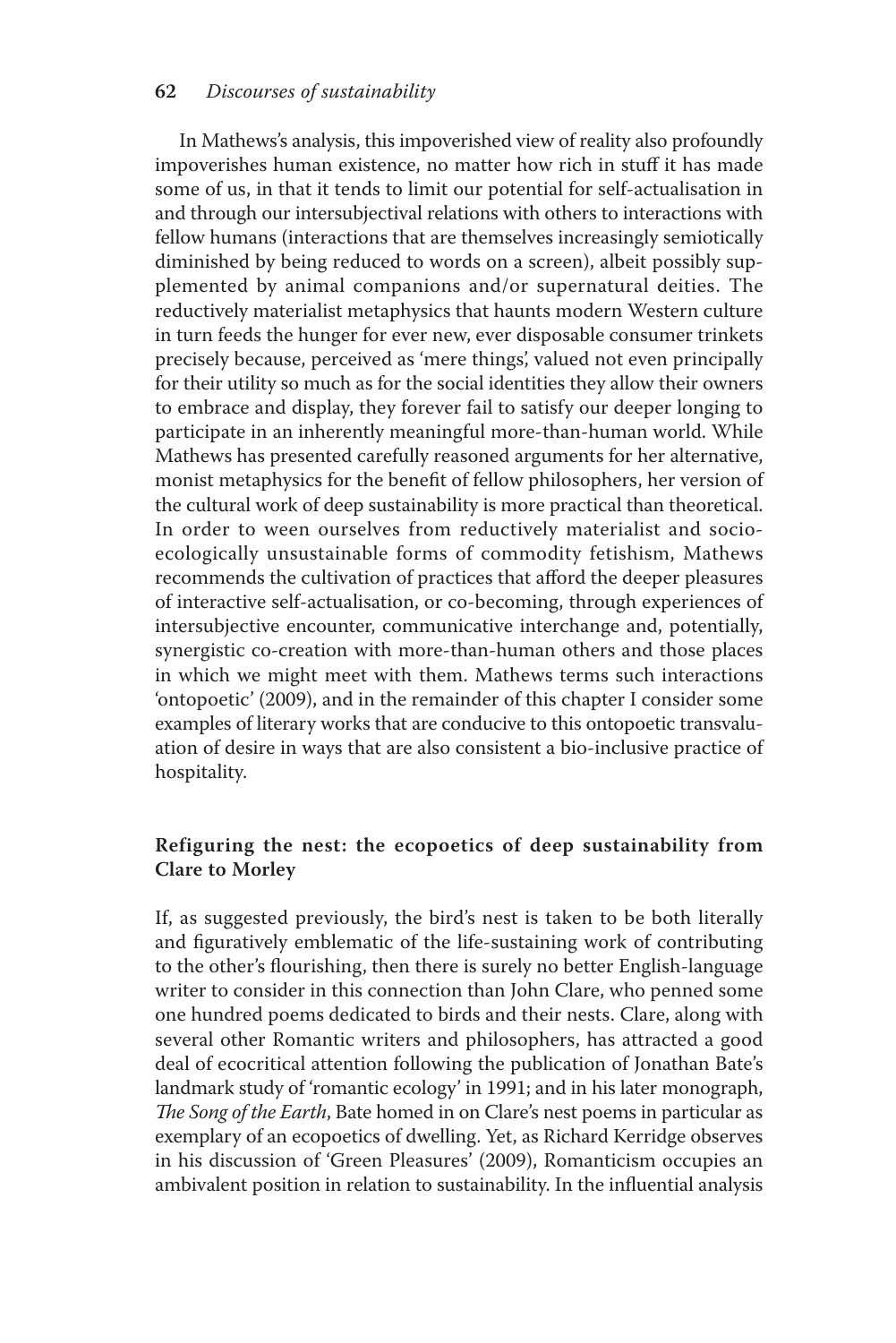In Mathews's analysis, this impoverished view of reality also profoundly impoverishes human existence, no matter how rich in stuff it has made some of us, in that it tends to limit our potential for self-actualisation in and through our intersubjectival relations with others to interactions with fellow humans (interactions that are themselves increasingly semiotically diminished by being reduced to words on a screen), albeit possibly supplemented by animal companions and/or supernatural deities. The reductively materialist metaphysics that haunts modern Western culture in turn feeds the hunger for ever new, ever disposable consumer trinkets precisely because, perceived as 'mere things', valued not even principally for their utility so much as for the social identities they allow their owners to embrace and display, they forever fail to satisfy our deeper longing to participate in an inherently meaningful more-than-human world. While Mathews has presented carefully reasoned arguments for her alternative, monist metaphysics for the benefit of fellow philosophers, her version of the cultural work of deep sustainability is more practical than theoretical. In order to ween ourselves from reductively materialist and socio-ecologically unsustainable forms of commodity fetishism, Mathews recommends the cultivation of practices that afford the deeper pleasures of interactive self-actualisation, or co-becoming, through experiences of intersubjective encounter, communicative interchange and, potentially, synergistic co-creation with more-than-human others and those places in which we might meet with them. Mathews terms such interactions 'ontopoetic' (2009), and in the remainder of this chapter I consider some examples of literary works that are conducive to this ontopoetic transvaluation of desire in ways that are also consistent a bio-inclusive practice of hospitality.

## Refiguring the nest: the ecopoetics of deep sustainability from Clare to Morley

If, as suggested previously, the bird's nest is taken to be both literally and figuratively emblematic of the life-sustaining work of contributing to the other's flourishing, then there is surely no better English-language writer to consider in this connection than John Clare, who penned some one hundred poems dedicated to birds and their nests. Clare, along with several other Romantic writers and philosophers, has attracted a good deal of ecocritical attention following the publication of Jonathan Bate's landmark study of 'romantic ecology' in 1991; and in his later monograph, *The Song of the Earth*, Bate homed in on Clare's nest poems in particular as exemplary of an ecopoetics of dwelling. Yet, as Richard Kerridge observes in his discussion of 'Green Pleasures' (2009), Romanticism occupies an ambivalent position in relation to sustainability. In the influential analysis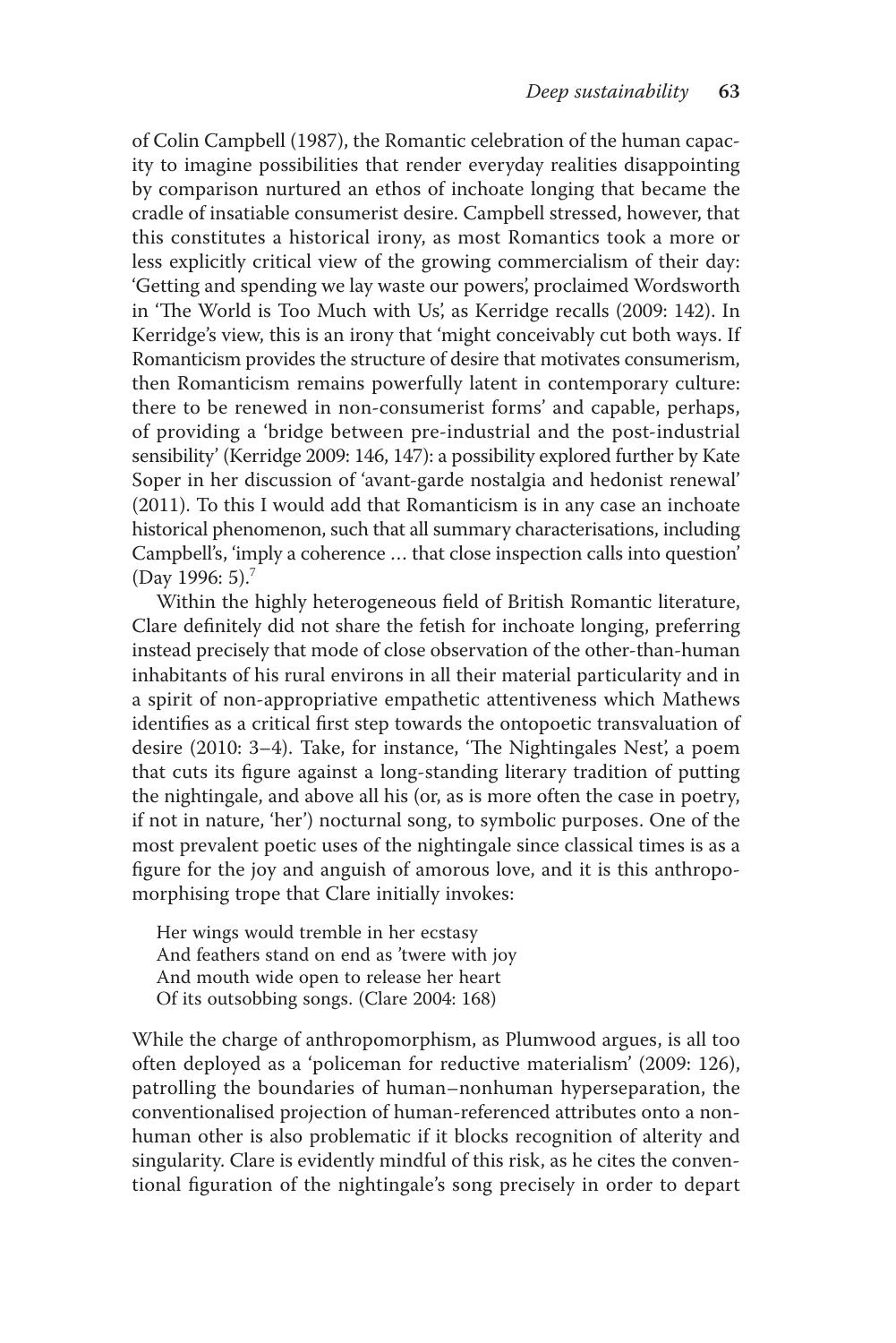of Colin Campbell (1987), the Romantic celebration of the human capacity to imagine possibilities that render everyday realities disappointing by comparison nurtured an ethos of inchoate longing that became the cradle of insatiable consumerist desire. Campbell stressed, however, that this constitutes a historical irony, as most Romantics took a more or less explicitly critical view of the growing commercialism of their day: 'Getting and spending we lay waste our powers', proclaimed Wordsworth in 'The World is Too Much with Us', as Kerridge recalls (2009: 142). In Kerridge's view, this is an irony that 'might conceivably cut both ways. If Romanticism provides the structure of desire that motivates consumerism, then Romanticism remains powerfully latent in contemporary culture: there to be renewed in non-consumerist forms' and capable, perhaps, of providing a 'bridge between pre-industrial and the post-industrial sensibility' (Kerridge 2009: 146, 147): a possibility explored further by Kate Soper in her discussion of 'avant-garde nostalgia and hedonist renewal' (2011). To this I would add that Romanticism is in any case an inchoate historical phenomenon, such that all summary characterisations, including Campbell's, 'imply a coherence … that close inspection calls into question' (Day 1996: 5).[7]

Within the highly heterogeneous field of British Romantic literature, Clare definitely did not share the fetish for inchoate longing, preferring instead precisely that mode of close observation of the other-than-human inhabitants of his rural environs in all their material particularity and in a spirit of non-appropriative empathetic attentiveness which Mathews identifies as a critical first step towards the ontopoetic transvaluation of desire (2010: 3–4). Take, for instance, 'The Nightingales Nest', a poem that cuts its figure against a long-standing literary tradition of putting the nightingale, and above all his (or, as is more often the case in poetry, if not in nature, 'her') nocturnal song, to symbolic purposes. One of the most prevalent poetic uses of the nightingale since classical times is as a figure for the joy and anguish of amorous love, and it is this anthropomorphising trope that Clare initially invokes:

> Her wings would tremble in her ecstasy
> And feathers stand on end as 'twere with joy
> And mouth wide open to release her heart
> Of its outsobbing songs. (Clare 2004: 168)

While the charge of anthropomorphism, as Plumwood argues, is all too often deployed as a 'policeman for reductive materialism' (2009: 126), patrolling the boundaries of human–nonhuman hyperseparation, the conventionalised projection of human-referenced attributes onto a nonhuman other is also problematic if it blocks recognition of alterity and singularity. Clare is evidently mindful of this risk, as he cites the conventional figuration of the nightingale's song precisely in order to depart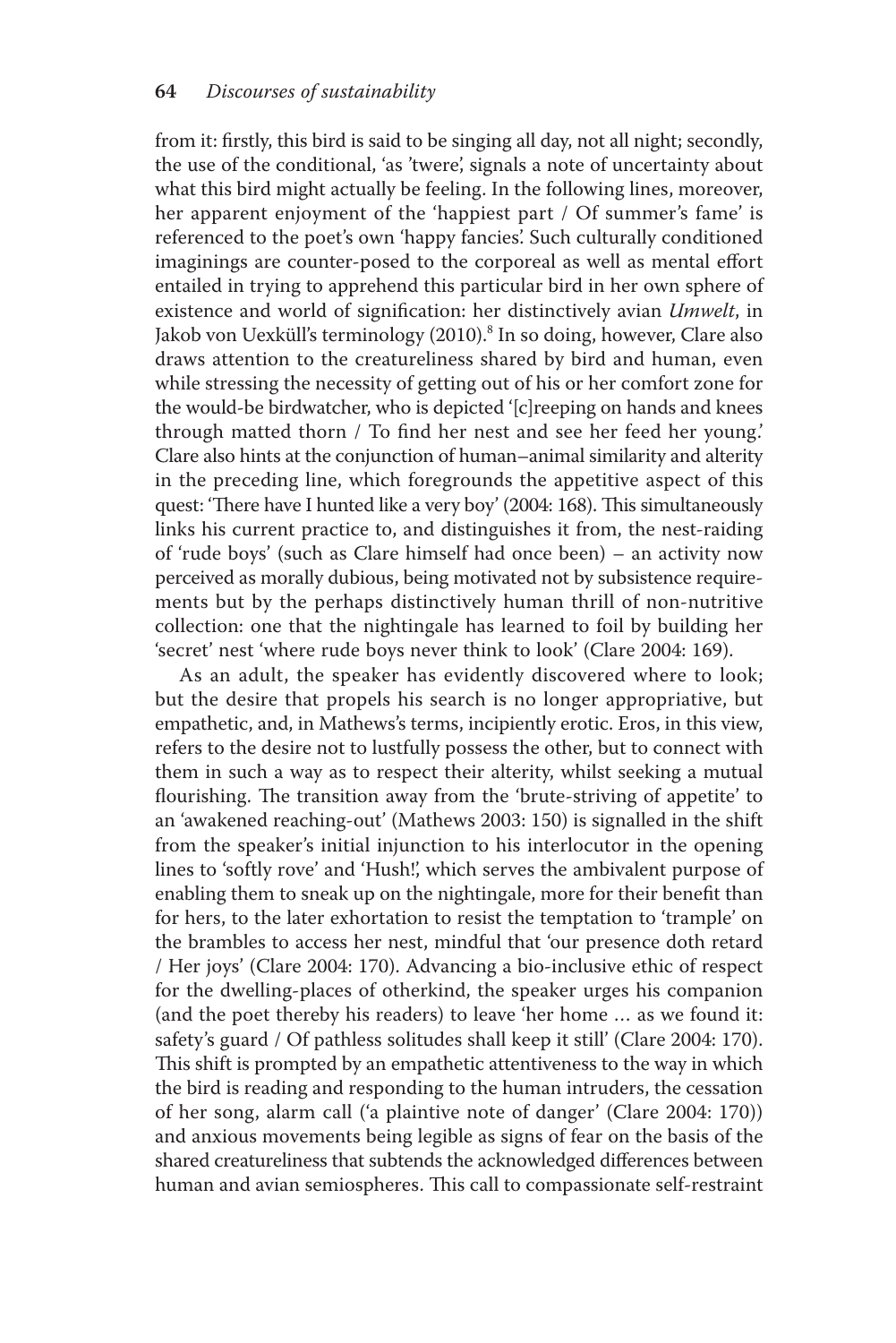from it: firstly, this bird is said to be singing all day, not all night; secondly, the use of the conditional, 'as 'twere', signals a note of uncertainty about what this bird might actually be feeling. In the following lines, moreover, her apparent enjoyment of the 'happiest part / Of summer's fame' is referenced to the poet's own 'happy fancies'. Such culturally conditioned imaginings are counter-posed to the corporeal as well as mental effort entailed in trying to apprehend this particular bird in her own sphere of existence and world of signification: her distinctively avian *Umwelt*, in Jakob von Uexküll's terminology (2010).[8] In so doing, however, Clare also draws attention to the creatureliness shared by bird and human, even while stressing the necessity of getting out of his or her comfort zone for the would-be birdwatcher, who is depicted '[c]reeping on hands and knees through matted thorn / To find her nest and see her feed her young.' Clare also hints at the conjunction of human–animal similarity and alterity in the preceding line, which foregrounds the appetitive aspect of this quest: 'There have I hunted like a very boy' (2004: 168). This simultaneously links his current practice to, and distinguishes it from, the nest-raiding of 'rude boys' (such as Clare himself had once been) – an activity now perceived as morally dubious, being motivated not by subsistence requirements but by the perhaps distinctively human thrill of non-nutritive collection: one that the nightingale has learned to foil by building her 'secret' nest 'where rude boys never think to look' (Clare 2004: 169).

As an adult, the speaker has evidently discovered where to look; but the desire that propels his search is no longer appropriative, but empathetic, and, in Mathews's terms, incipiently erotic. Eros, in this view, refers to the desire not to lustfully possess the other, but to connect with them in such a way as to respect their alterity, whilst seeking a mutual flourishing. The transition away from the 'brute-striving of appetite' to an 'awakened reaching-out' (Mathews 2003: 150) is signalled in the shift from the speaker's initial injunction to his interlocutor in the opening lines to 'softly rove' and 'Hush!', which serves the ambivalent purpose of enabling them to sneak up on the nightingale, more for their benefit than for hers, to the later exhortation to resist the temptation to 'trample' on the brambles to access her nest, mindful that 'our presence doth retard / Her joys' (Clare 2004: 170). Advancing a bio-inclusive ethic of respect for the dwelling-places of otherkind, the speaker urges his companion (and the poet thereby his readers) to leave 'her home … as we found it: safety's guard / Of pathless solitudes shall keep it still' (Clare 2004: 170). This shift is prompted by an empathetic attentiveness to the way in which the bird is reading and responding to the human intruders, the cessation of her song, alarm call ('a plaintive note of danger' (Clare 2004: 170)) and anxious movements being legible as signs of fear on the basis of the shared creatureliness that subtends the acknowledged differences between human and avian semiospheres. This call to compassionate self-restraint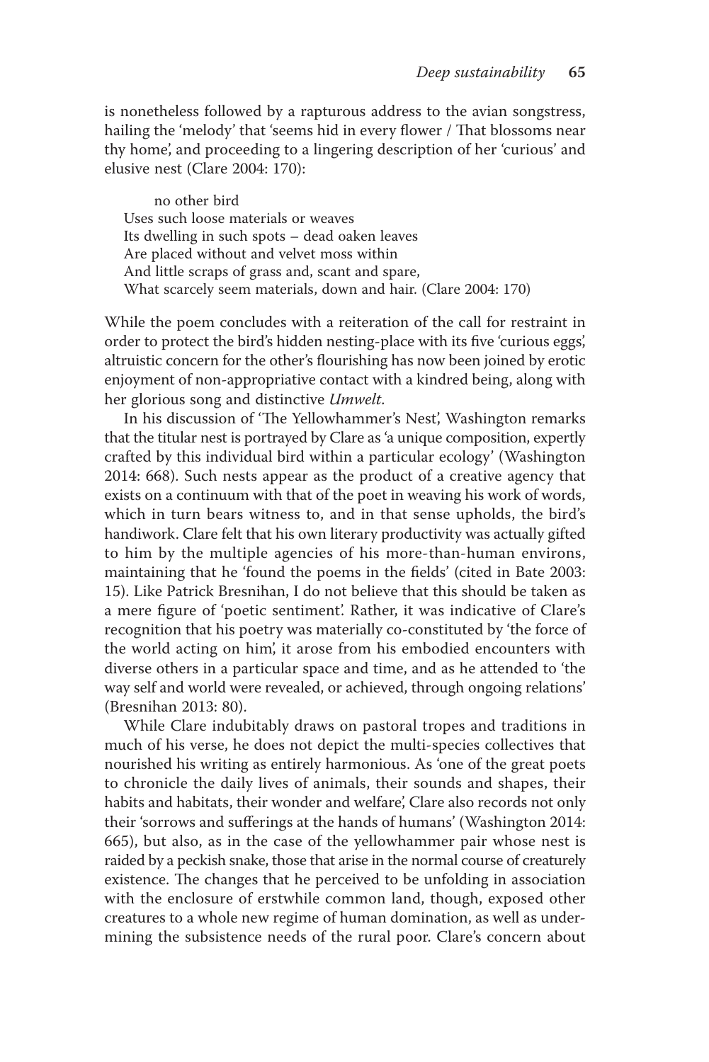is nonetheless followed by a rapturous address to the avian songstress, hailing the 'melody' that 'seems hid in every flower / That blossoms near thy home', and proceeding to a lingering description of her 'curious' and elusive nest (Clare 2004: 170):

> no other bird
> Uses such loose materials or weaves
> Its dwelling in such spots – dead oaken leaves
> Are placed without and velvet moss within
> And little scraps of grass and, scant and spare,
> What scarcely seem materials, down and hair. (Clare 2004: 170)

While the poem concludes with a reiteration of the call for restraint in order to protect the bird's hidden nesting-place with its five 'curious eggs', altruistic concern for the other's flourishing has now been joined by erotic enjoyment of non-appropriative contact with a kindred being, along with her glorious song and distinctive *Umwelt.*

In his discussion of 'The Yellowhammer's Nest', Washington remarks that the titular nest is portrayed by Clare as 'a unique composition, expertly crafted by this individual bird within a particular ecology' (Washington 2014: 668). Such nests appear as the product of a creative agency that exists on a continuum with that of the poet in weaving his work of words, which in turn bears witness to, and in that sense upholds, the bird's handiwork. Clare felt that his own literary productivity was actually gifted to him by the multiple agencies of his more-than-human environs, maintaining that he 'found the poems in the fields' (cited in Bate 2003: 15). Like Patrick Bresnihan, I do not believe that this should be taken as a mere figure of 'poetic sentiment'. Rather, it was indicative of Clare's recognition that his poetry was materially co-constituted by 'the force of the world acting on him', it arose from his embodied encounters with diverse others in a particular space and time, and as he attended to 'the way self and world were revealed, or achieved, through ongoing relations' (Bresnihan 2013: 80).

While Clare indubitably draws on pastoral tropes and traditions in much of his verse, he does not depict the multi-species collectives that nourished his writing as entirely harmonious. As 'one of the great poets to chronicle the daily lives of animals, their sounds and shapes, their habits and habitats, their wonder and welfare', Clare also records not only their 'sorrows and sufferings at the hands of humans' (Washington 2014: 665), but also, as in the case of the yellowhammer pair whose nest is raided by a peckish snake, those that arise in the normal course of creaturely existence. The changes that he perceived to be unfolding in association with the enclosure of erstwhile common land, though, exposed other creatures to a whole new regime of human domination, as well as undermining the subsistence needs of the rural poor. Clare's concern about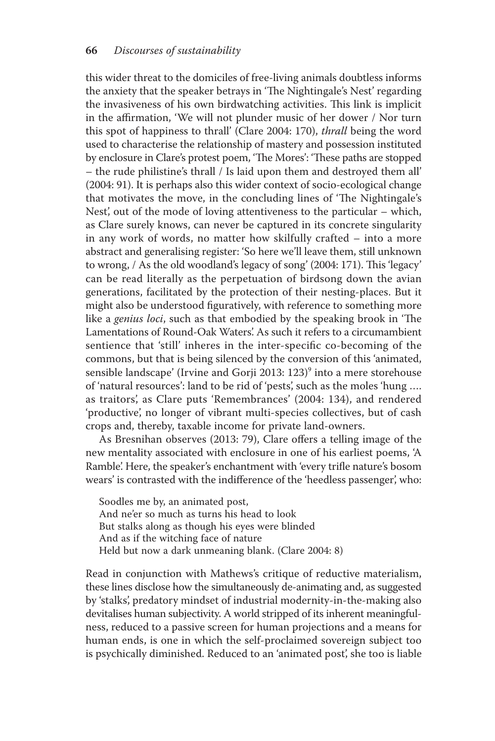this wider threat to the domiciles of free-living animals doubtless informs the anxiety that the speaker betrays in 'The Nightingale's Nest' regarding the invasiveness of his own birdwatching activities. This link is implicit in the affirmation, 'We will not plunder music of her dower / Nor turn this spot of happiness to thrall' (Clare 2004: 170), *thrall* being the word used to characterise the relationship of mastery and possession instituted by enclosure in Clare's protest poem, 'The Mores': 'These paths are stopped – the rude philistine's thrall / Is laid upon them and destroyed them all' (2004: 91). It is perhaps also this wider context of socio-ecological change that motivates the move, in the concluding lines of 'The Nightingale's Nest', out of the mode of loving attentiveness to the particular – which, as Clare surely knows, can never be captured in its concrete singularity in any work of words, no matter how skilfully crafted – into a more abstract and generalising register: 'So here we'll leave them, still unknown to wrong, / As the old woodland's legacy of song' (2004: 171). This 'legacy' can be read literally as the perpetuation of birdsong down the avian generations, facilitated by the protection of their nesting-places. But it might also be understood figuratively, with reference to something more like a *genius loci*, such as that embodied by the speaking brook in 'The Lamentations of Round-Oak Waters'. As such it refers to a circumambient sentience that 'still' inheres in the inter-specific co-becoming of the commons, but that is being silenced by the conversion of this 'animated, sensible landscape' (Irvine and Gorji 2013: 123)[9] into a mere storehouse of 'natural resources': land to be rid of 'pests', such as the moles 'hung …. as traitors', as Clare puts 'Remembrances' (2004: 134), and rendered 'productive', no longer of vibrant multi-species collectives, but of cash crops and, thereby, taxable income for private land-owners.

As Bresnihan observes (2013: 79), Clare offers a telling image of the new mentality associated with enclosure in one of his earliest poems, 'A Ramble'. Here, the speaker's enchantment with 'every trifle nature's bosom wears' is contrasted with the indifference of the 'heedless passenger', who:

> Soodles me by, an animated post,
> And ne'er so much as turns his head to look
> But stalks along as though his eyes were blinded
> And as if the witching face of nature
> Held but now a dark unmeaning blank. (Clare 2004: 8)

Read in conjunction with Mathews's critique of reductive materialism, these lines disclose how the simultaneously de-animating and, as suggested by 'stalks', predatory mindset of industrial modernity-in-the-making also devitalises human subjectivity. A world stripped of its inherent meaningfulness, reduced to a passive screen for human projections and a means for human ends, is one in which the self-proclaimed sovereign subject too is psychically diminished. Reduced to an 'animated post', she too is liable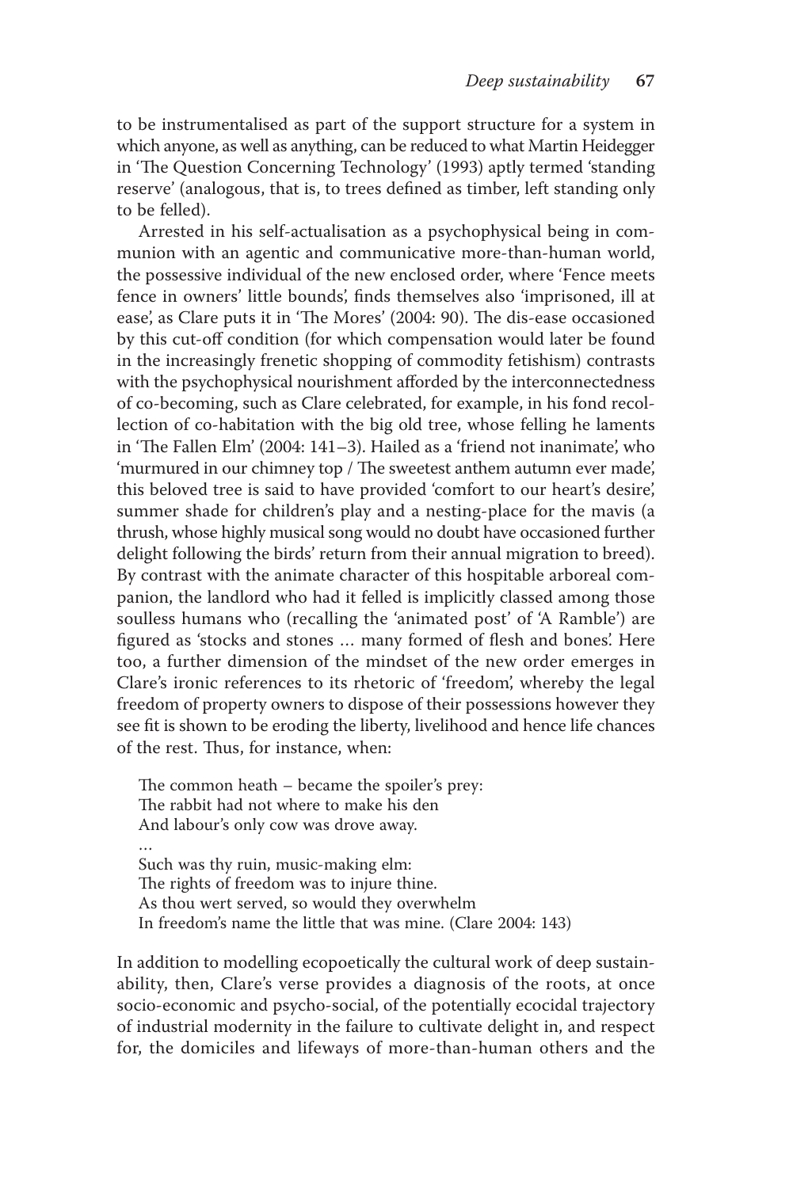to be instrumentalised as part of the support structure for a system in which anyone, as well as anything, can be reduced to what Martin Heidegger in 'The Question Concerning Technology' (1993) aptly termed 'standing reserve' (analogous, that is, to trees defined as timber, left standing only to be felled).

Arrested in his self-actualisation as a psychophysical being in communion with an agentic and communicative more-than-human world, the possessive individual of the new enclosed order, where 'Fence meets fence in owners' little bounds', finds themselves also 'imprisoned, ill at ease', as Clare puts it in 'The Mores' (2004: 90). The dis-ease occasioned by this cut-off condition (for which compensation would later be found in the increasingly frenetic shopping of commodity fetishism) contrasts with the psychophysical nourishment afforded by the interconnectedness of co-becoming, such as Clare celebrated, for example, in his fond recollection of co-habitation with the big old tree, whose felling he laments in 'The Fallen Elm' (2004: 141–3). Hailed as a 'friend not inanimate', who 'murmured in our chimney top / The sweetest anthem autumn ever made', this beloved tree is said to have provided 'comfort to our heart's desire', summer shade for children's play and a nesting-place for the mavis (a thrush, whose highly musical song would no doubt have occasioned further delight following the birds' return from their annual migration to breed). By contrast with the animate character of this hospitable arboreal companion, the landlord who had it felled is implicitly classed among those soulless humans who (recalling the 'animated post' of 'A Ramble') are figured as 'stocks and stones … many formed of flesh and bones'. Here too, a further dimension of the mindset of the new order emerges in Clare's ironic references to its rhetoric of 'freedom', whereby the legal freedom of property owners to dispose of their possessions however they see fit is shown to be eroding the liberty, livelihood and hence life chances of the rest. Thus, for instance, when:

> The common heath – became the spoiler's prey:
> The rabbit had not where to make his den
> And labour's only cow was drove away.
> …
> Such was thy ruin, music-making elm:
> The rights of freedom was to injure thine.
> As thou wert served, so would they overwhelm
> In freedom's name the little that was mine. (Clare 2004: 143)

In addition to modelling ecopoetically the cultural work of deep sustainability, then, Clare's verse provides a diagnosis of the roots, at once socio-economic and psycho-social, of the potentially ecocidal trajectory of industrial modernity in the failure to cultivate delight in, and respect for, the domiciles and lifeways of more-than-human others and the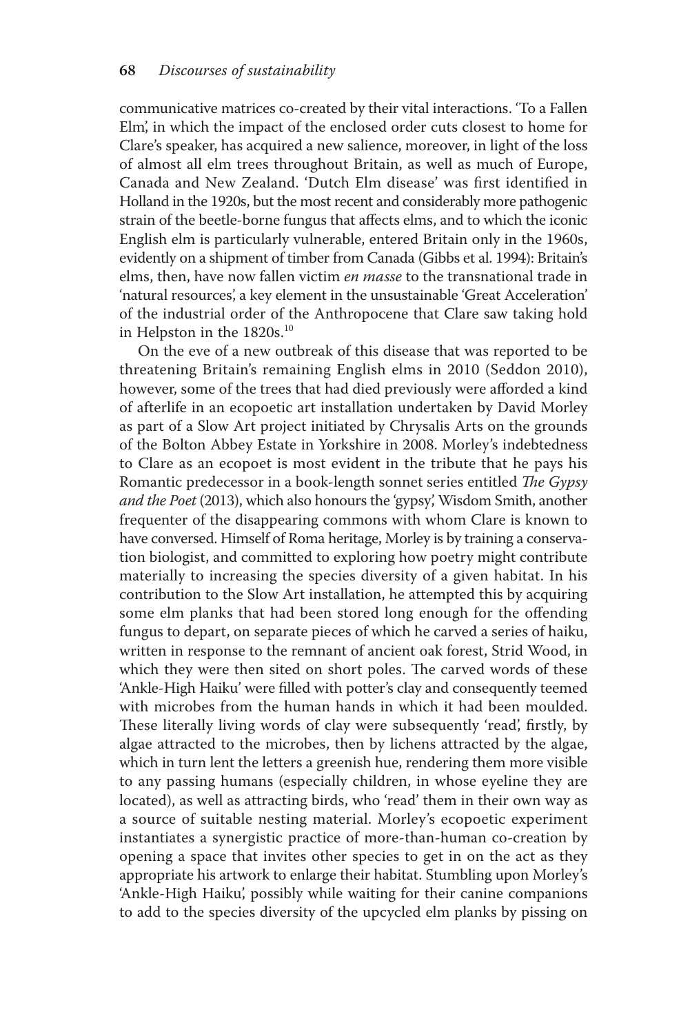communicative matrices co-created by their vital interactions. 'To a Fallen Elm', in which the impact of the enclosed order cuts closest to home for Clare's speaker, has acquired a new salience, moreover, in light of the loss of almost all elm trees throughout Britain, as well as much of Europe, Canada and New Zealand. 'Dutch Elm disease' was first identified in Holland in the 1920s, but the most recent and considerably more pathogenic strain of the beetle-borne fungus that affects elms, and to which the iconic English elm is particularly vulnerable, entered Britain only in the 1960s, evidently on a shipment of timber from Canada (Gibbs et al. 1994): Britain's elms, then, have now fallen victim *en masse* to the transnational trade in 'natural resources', a key element in the unsustainable 'Great Acceleration' of the industrial order of the Anthropocene that Clare saw taking hold in Helpston in the 1820s.[10]

On the eve of a new outbreak of this disease that was reported to be threatening Britain's remaining English elms in 2010 (Seddon 2010), however, some of the trees that had died previously were afforded a kind of afterlife in an ecopoetic art installation undertaken by David Morley as part of a Slow Art project initiated by Chrysalis Arts on the grounds of the Bolton Abbey Estate in Yorkshire in 2008. Morley's indebtedness to Clare as an ecopoet is most evident in the tribute that he pays his Romantic predecessor in a book-length sonnet series entitled *The Gypsy and the Poet* (2013), which also honours the 'gypsy', Wisdom Smith, another frequenter of the disappearing commons with whom Clare is known to have conversed. Himself of Roma heritage, Morley is by training a conservation biologist, and committed to exploring how poetry might contribute materially to increasing the species diversity of a given habitat. In his contribution to the Slow Art installation, he attempted this by acquiring some elm planks that had been stored long enough for the offending fungus to depart, on separate pieces of which he carved a series of haiku, written in response to the remnant of ancient oak forest, Strid Wood, in which they were then sited on short poles. The carved words of these 'Ankle-High Haiku' were filled with potter's clay and consequently teemed with microbes from the human hands in which it had been moulded. These literally living words of clay were subsequently 'read', firstly, by algae attracted to the microbes, then by lichens attracted by the algae, which in turn lent the letters a greenish hue, rendering them more visible to any passing humans (especially children, in whose eyeline they are located), as well as attracting birds, who 'read' them in their own way as a source of suitable nesting material. Morley's ecopoetic experiment instantiates a synergistic practice of more-than-human co-creation by opening a space that invites other species to get in on the act as they appropriate his artwork to enlarge their habitat. Stumbling upon Morley's 'Ankle-High Haiku', possibly while waiting for their canine companions to add to the species diversity of the upcycled elm planks by pissing on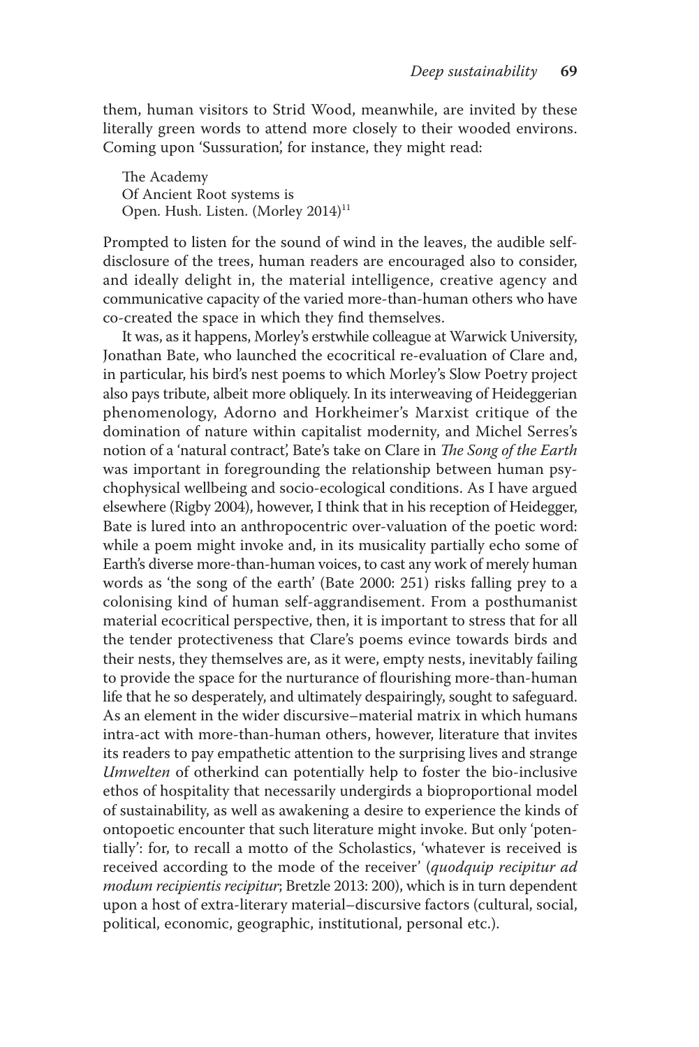them, human visitors to Strid Wood, meanwhile, are invited by these literally green words to attend more closely to their wooded environs. Coming upon 'Sussuration', for instance, they might read:

> The Academy  
> Of Ancient Root systems is  
> Open. Hush. Listen. (Morley 2014)[11]

Prompted to listen for the sound of wind in the leaves, the audible self-disclosure of the trees, human readers are encouraged also to consider, and ideally delight in, the material intelligence, creative agency and communicative capacity of the varied more-than-human others who have co-created the space in which they find themselves.

It was, as it happens, Morley's erstwhile colleague at Warwick University, Jonathan Bate, who launched the ecocritical re-evaluation of Clare and, in particular, his bird's nest poems to which Morley's Slow Poetry project also pays tribute, albeit more obliquely. In its interweaving of Heideggerian phenomenology, Adorno and Horkheimer's Marxist critique of the domination of nature within capitalist modernity, and Michel Serres's notion of a 'natural contract', Bate's take on Clare in *The Song of the Earth* was important in foregrounding the relationship between human psychophysical wellbeing and socio-ecological conditions. As I have argued elsewhere (Rigby 2004), however, I think that in his reception of Heidegger, Bate is lured into an anthropocentric over-valuation of the poetic word: while a poem might invoke and, in its musicality partially echo some of Earth's diverse more-than-human voices, to cast any work of merely human words as 'the song of the earth' (Bate 2000: 251) risks falling prey to a colonising kind of human self-aggrandisement. From a posthumanist material ecocritical perspective, then, it is important to stress that for all the tender protectiveness that Clare's poems evince towards birds and their nests, they themselves are, as it were, empty nests, inevitably failing to provide the space for the nurturance of flourishing more-than-human life that he so desperately, and ultimately despairingly, sought to safeguard. As an element in the wider discursive–material matrix in which humans intra-act with more-than-human others, however, literature that invites its readers to pay empathetic attention to the surprising lives and strange *Umwelten* of otherkind can potentially help to foster the bio-inclusive ethos of hospitality that necessarily undergirds a bioproportional model of sustainability, as well as awakening a desire to experience the kinds of ontopoetic encounter that such literature might invoke. But only 'potentially': for, to recall a motto of the Scholastics, 'whatever is received is received according to the mode of the receiver' (*quodquip recipitur ad modum recipientis recipitur*; Bretzle 2013: 200), which is in turn dependent upon a host of extra-literary material–discursive factors (cultural, social, political, economic, geographic, institutional, personal etc.).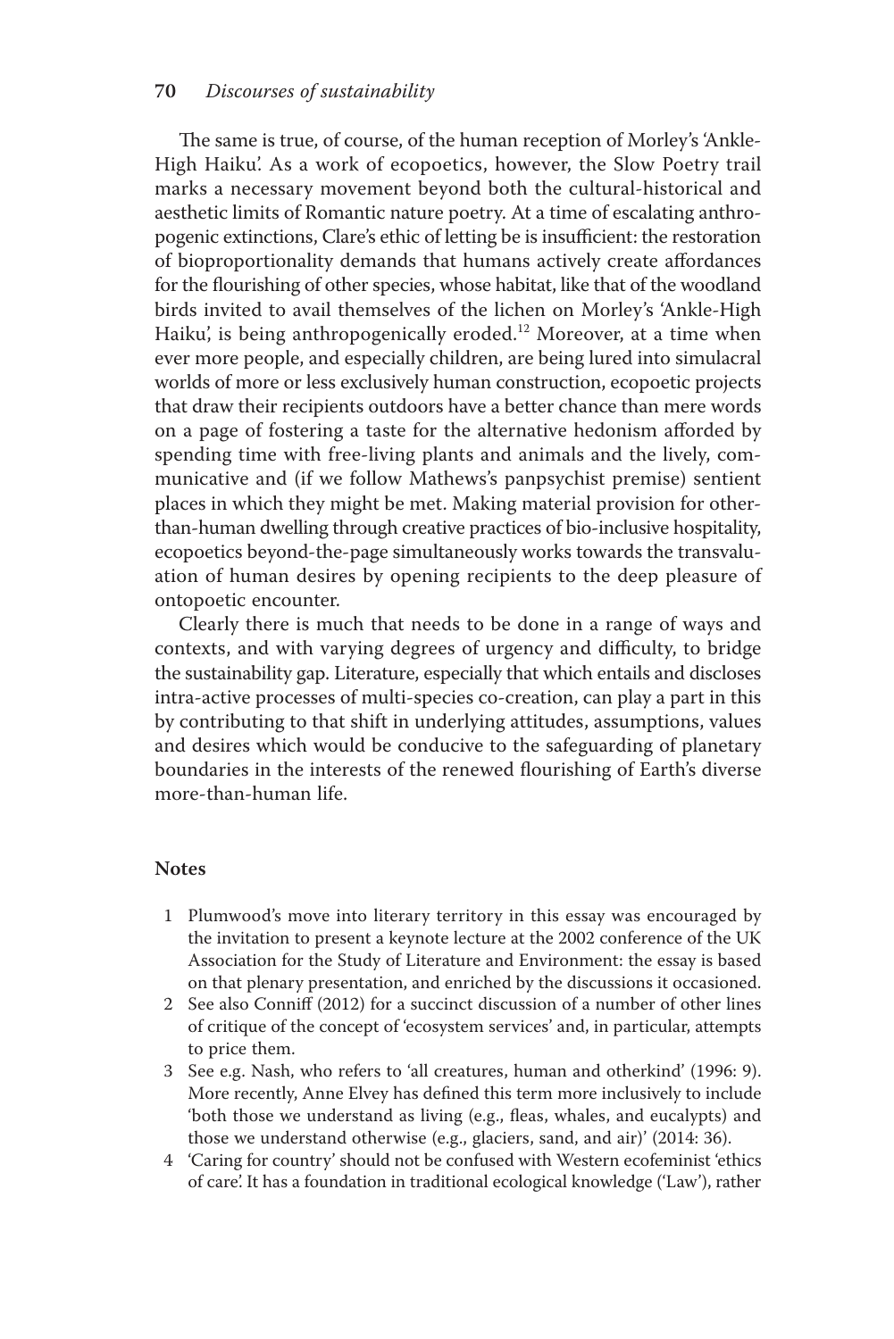The same is true, of course, of the human reception of Morley's 'Ankle-High Haiku'. As a work of ecopoetics, however, the Slow Poetry trail marks a necessary movement beyond both the cultural-historical and aesthetic limits of Romantic nature poetry. At a time of escalating anthropogenic extinctions, Clare's ethic of letting be is insufficient: the restoration of bioproportionality demands that humans actively create affordances for the flourishing of other species, whose habitat, like that of the woodland birds invited to avail themselves of the lichen on Morley's 'Ankle-High Haiku', is being anthropogenically eroded.[12] Moreover, at a time when ever more people, and especially children, are being lured into simulacral worlds of more or less exclusively human construction, ecopoetic projects that draw their recipients outdoors have a better chance than mere words on a page of fostering a taste for the alternative hedonism afforded by spending time with free-living plants and animals and the lively, communicative and (if we follow Mathews's panpsychist premise) sentient places in which they might be met. Making material provision for other-than-human dwelling through creative practices of bio-inclusive hospitality, ecopoetics beyond-the-page simultaneously works towards the transvaluation of human desires by opening recipients to the deep pleasure of ontopoetic encounter.

Clearly there is much that needs to be done in a range of ways and contexts, and with varying degrees of urgency and difficulty, to bridge the sustainability gap. Literature, especially that which entails and discloses intra-active processes of multi-species co-creation, can play a part in this by contributing to that shift in underlying attitudes, assumptions, values and desires which would be conducive to the safeguarding of planetary boundaries in the interests of the renewed flourishing of Earth's diverse more-than-human life.

## Notes

1 Plumwood's move into literary territory in this essay was encouraged by the invitation to present a keynote lecture at the 2002 conference of the UK Association for the Study of Literature and Environment: the essay is based on that plenary presentation, and enriched by the discussions it occasioned.

2 See also Conniff (2012) for a succinct discussion of a number of other lines of critique of the concept of 'ecosystem services' and, in particular, attempts to price them.

3 See e.g. Nash, who refers to 'all creatures, human and otherkind' (1996: 9). More recently, Anne Elvey has defined this term more inclusively to include 'both those we understand as living (e.g., fleas, whales, and eucalypts) and those we understand otherwise (e.g., glaciers, sand, and air)' (2014: 36).

4 'Caring for country' should not be confused with Western ecofeminist 'ethics of care'. It has a foundation in traditional ecological knowledge ('Law'), rather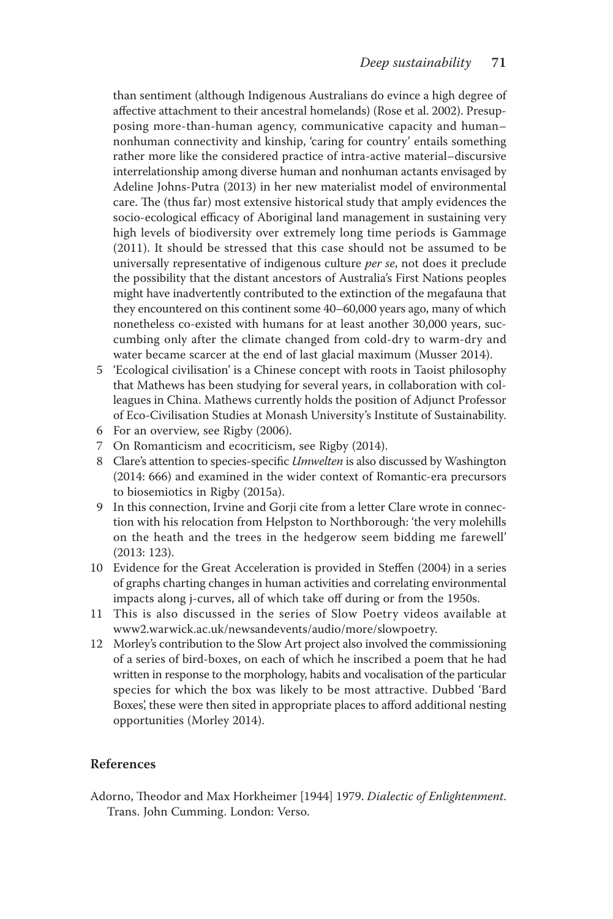than sentiment (although Indigenous Australians do evince a high degree of affective attachment to their ancestral homelands) (Rose et al. 2002). Presupposing more-than-human agency, communicative capacity and human–nonhuman connectivity and kinship, 'caring for country' entails something rather more like the considered practice of intra-active material–discursive interrelationship among diverse human and nonhuman actants envisaged by Adeline Johns-Putra (2013) in her new materialist model of environmental care. The (thus far) most extensive historical study that amply evidences the socio-ecological efficacy of Aboriginal land management in sustaining very high levels of biodiversity over extremely long time periods is Gammage (2011). It should be stressed that this case should not be assumed to be universally representative of indigenous culture *per se*, not does it preclude the possibility that the distant ancestors of Australia's First Nations peoples might have inadvertently contributed to the extinction of the megafauna that they encountered on this continent some 40–60,000 years ago, many of which nonetheless co-existed with humans for at least another 30,000 years, succumbing only after the climate changed from cold-dry to warm-dry and water became scarcer at the end of last glacial maximum (Musser 2014).

5. 'Ecological civilisation' is a Chinese concept with roots in Taoist philosophy that Mathews has been studying for several years, in collaboration with colleagues in China. Mathews currently holds the position of Adjunct Professor of Eco-Civilisation Studies at Monash University's Institute of Sustainability.
6. For an overview, see Rigby (2006).
7. On Romanticism and ecocriticism, see Rigby (2014).
8. Clare's attention to species-specific *Umwelten* is also discussed by Washington (2014: 666) and examined in the wider context of Romantic-era precursors to biosemiotics in Rigby (2015a).
9. In this connection, Irvine and Gorji cite from a letter Clare wrote in connection with his relocation from Helpston to Northborough: 'the very molehills on the heath and the trees in the hedgerow seem bidding me farewell' (2013: 123).
10. Evidence for the Great Acceleration is provided in Steffen (2004) in a series of graphs charting changes in human activities and correlating environmental impacts along j-curves, all of which take off during or from the 1950s.
11. This is also discussed in the series of Slow Poetry videos available at www2.warwick.ac.uk/newsandevents/audio/more/slowpoetry.
12. Morley's contribution to the Slow Art project also involved the commissioning of a series of bird-boxes, on each of which he inscribed a poem that he had written in response to the morphology, habits and vocalisation of the particular species for which the box was likely to be most attractive. Dubbed 'Bard Boxes', these were then sited in appropriate places to afford additional nesting opportunities (Morley 2014).

## References

Adorno, Theodor and Max Horkheimer [1944] 1979. *Dialectic of Enlightenment*. Trans. John Cumming. London: Verso.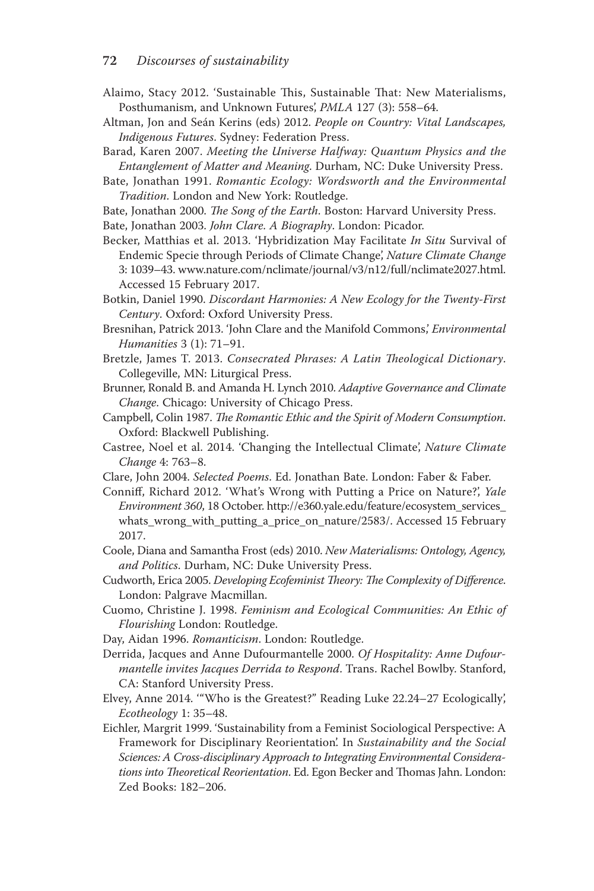Alaimo, Stacy 2012. 'Sustainable This, Sustainable That: New Materialisms, Posthumanism, and Unknown Futures', *PMLA* 127 (3): 558–64.

Altman, Jon and Seán Kerins (eds) 2012. *People on Country: Vital Landscapes, Indigenous Futures*. Sydney: Federation Press.

Barad, Karen 2007. *Meeting the Universe Halfway: Quantum Physics and the Entanglement of Matter and Meaning*. Durham, NC: Duke University Press.

Bate, Jonathan 1991. *Romantic Ecology: Wordsworth and the Environmental Tradition*. London and New York: Routledge.

Bate, Jonathan 2000. *The Song of the Earth*. Boston: Harvard University Press.

Bate, Jonathan 2003. *John Clare. A Biography*. London: Picador.

Becker, Matthias et al. 2013. 'Hybridization May Facilitate *In Situ* Survival of Endemic Specie through Periods of Climate Change', *Nature Climate Change* 3: 1039–43. www.nature.com/nclimate/journal/v3/n12/full/nclimate2027.html. Accessed 15 February 2017.

Botkin, Daniel 1990. *Discordant Harmonies: A New Ecology for the Twenty-First Century*. Oxford: Oxford University Press.

Bresnihan, Patrick 2013. 'John Clare and the Manifold Commons', *Environmental Humanities* 3 (1): 71–91.

Bretzle, James T. 2013. *Consecrated Phrases: A Latin Theological Dictionary*. Collegeville, MN: Liturgical Press.

Brunner, Ronald B. and Amanda H. Lynch 2010. *Adaptive Governance and Climate Change*. Chicago: University of Chicago Press.

Campbell, Colin 1987. *The Romantic Ethic and the Spirit of Modern Consumption*. Oxford: Blackwell Publishing.

Castree, Noel et al. 2014. 'Changing the Intellectual Climate', *Nature Climate Change* 4: 763–8.

Clare, John 2004. *Selected Poems*. Ed. Jonathan Bate. London: Faber & Faber.

Conniff, Richard 2012. 'What's Wrong with Putting a Price on Nature?', *Yale Environment 360*, 18 October. http://e360.yale.edu/feature/ecosystem_services_whats_wrong_with_putting_a_price_on_nature/2583/. Accessed 15 February 2017.

Coole, Diana and Samantha Frost (eds) 2010. *New Materialisms: Ontology, Agency, and Politics*. Durham, NC: Duke University Press.

Cudworth, Erica 2005. *Developing Ecofeminist Theory: The Complexity of Difference*. London: Palgrave Macmillan.

Cuomo, Christine J. 1998. *Feminism and Ecological Communities: An Ethic of Flourishing* London: Routledge.

Day, Aidan 1996. *Romanticism*. London: Routledge.

Derrida, Jacques and Anne Dufourmantelle 2000. *Of Hospitality: Anne Dufourmantelle invites Jacques Derrida to Respond*. Trans. Rachel Bowlby. Stanford, CA: Stanford University Press.

Elvey, Anne 2014. '"Who is the Greatest?" Reading Luke 22.24–27 Ecologically', *Ecotheology* 1: 35–48.

Eichler, Margrit 1999. 'Sustainability from a Feminist Sociological Perspective: A Framework for Disciplinary Reorientation'. In *Sustainability and the Social Sciences: A Cross-disciplinary Approach to Integrating Environmental Considerations into Theoretical Reorientation*. Ed. Egon Becker and Thomas Jahn. London: Zed Books: 182–206.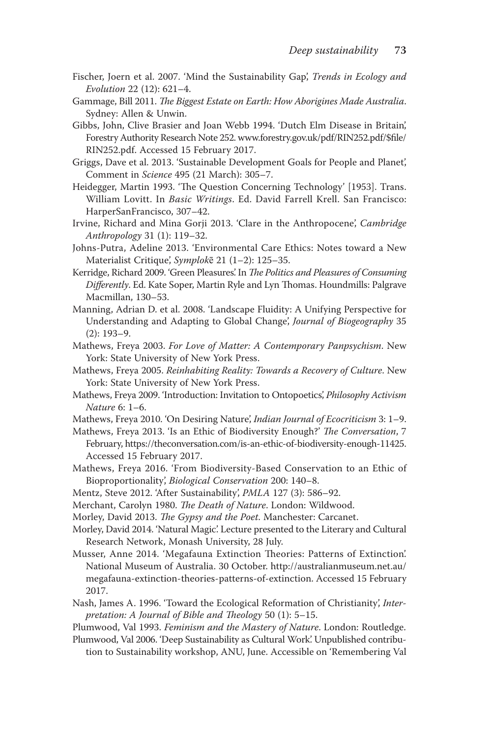Fischer, Joern et al. 2007. 'Mind the Sustainability Gap', *Trends in Ecology and Evolution* 22 (12): 621–4.

Gammage, Bill 2011. *The Biggest Estate on Earth: How Aborigines Made Australia*. Sydney: Allen & Unwin.

Gibbs, John, Clive Brasier and Joan Webb 1994. 'Dutch Elm Disease in Britain', Forestry Authority Research Note 252. www.forestry.gov.uk/pdf/RIN252.pdf/$file/RIN252.pdf. Accessed 15 February 2017.

Griggs, Dave et al. 2013. 'Sustainable Development Goals for People and Planet', Comment in *Science* 495 (21 March): 305–7.

Heidegger, Martin 1993. 'The Question Concerning Technology' [1953]. Trans. William Lovitt. In *Basic Writings*. Ed. David Farrell Krell. San Francisco: HarperSanFrancisco, 307–42.

Irvine, Richard and Mina Gorji 2013. 'Clare in the Anthropocene', *Cambridge Anthropology* 31 (1): 119–32.

Johns-Putra, Adeline 2013. 'Environmental Care Ethics: Notes toward a New Materialist Critique', *Symplokē* 21 (1–2): 125–35.

Kerridge, Richard 2009. 'Green Pleasures'. In *The Politics and Pleasures of Consuming Differently*. Ed. Kate Soper, Martin Ryle and Lyn Thomas. Houndmills: Palgrave Macmillan, 130–53.

Manning, Adrian D. et al. 2008. 'Landscape Fluidity: A Unifying Perspective for Understanding and Adapting to Global Change', *Journal of Biogeography* 35 (2): 193–9.

Mathews, Freya 2003. *For Love of Matter: A Contemporary Panpsychism*. New York: State University of New York Press.

Mathews, Freya 2005. *Reinhabiting Reality: Towards a Recovery of Culture*. New York: State University of New York Press.

Mathews, Freya 2009. 'Introduction: Invitation to Ontopoetics', *Philosophy Activism Nature* 6: 1–6.

Mathews, Freya 2010. 'On Desiring Nature', *Indian Journal of Ecocriticism* 3: 1–9.

Mathews, Freya 2013. 'Is an Ethic of Biodiversity Enough?' *The Conversation*, 7 February, https://theconversation.com/is-an-ethic-of-biodiversity-enough-11425. Accessed 15 February 2017.

Mathews, Freya 2016. 'From Biodiversity-Based Conservation to an Ethic of Bioproportionality', *Biological Conservation* 200: 140–8.

Mentz, Steve 2012. 'After Sustainability', *PMLA* 127 (3): 586–92.

Merchant, Carolyn 1980. *The Death of Nature*. London: Wildwood.

Morley, David 2013. *The Gypsy and the Poet*. Manchester: Carcanet.

Morley, David 2014. 'Natural Magic'. Lecture presented to the Literary and Cultural Research Network, Monash University, 28 July.

Musser, Anne 2014. 'Megafauna Extinction Theories: Patterns of Extinction'. National Museum of Australia. 30 October. http://australianmuseum.net.au/megafauna-extinction-theories-patterns-of-extinction. Accessed 15 February 2017.

Nash, James A. 1996. 'Toward the Ecological Reformation of Christianity', *Interpretation: A Journal of Bible and Theology* 50 (1): 5–15.

Plumwood, Val 1993. *Feminism and the Mastery of Nature*. London: Routledge.

Plumwood, Val 2006. 'Deep Sustainability as Cultural Work'. Unpublished contribution to Sustainability workshop, ANU, June. Accessible on 'Remembering Val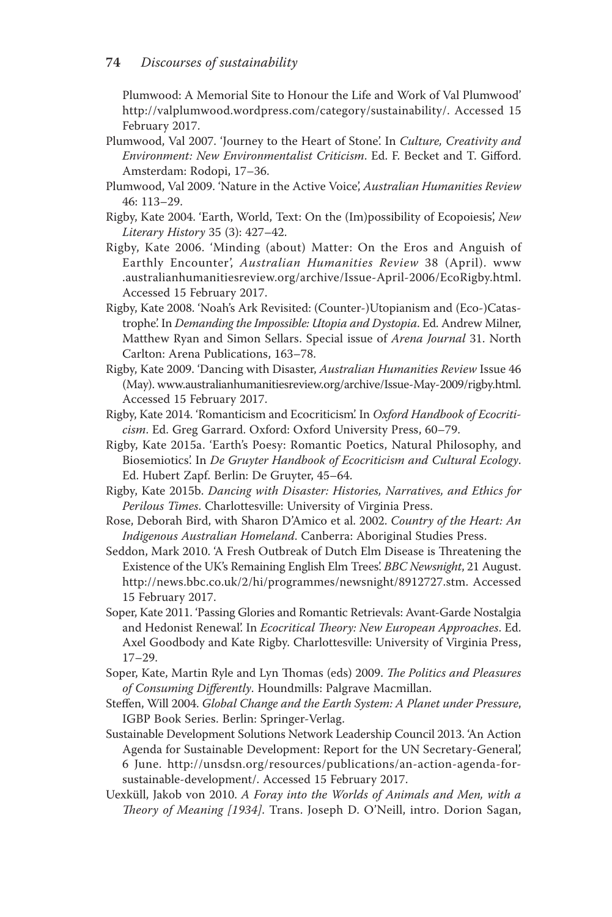Plumwood: A Memorial Site to Honour the Life and Work of Val Plumwood' http://valplumwood.wordpress.com/category/sustainability/. Accessed 15 February 2017.

Plumwood, Val 2007. 'Journey to the Heart of Stone'. In *Culture, Creativity and Environment: New Environmentalist Criticism*. Ed. F. Becket and T. Gifford. Amsterdam: Rodopi, 17–36.

Plumwood, Val 2009. 'Nature in the Active Voice', *Australian Humanities Review* 46: 113–29.

Rigby, Kate 2004. 'Earth, World, Text: On the (Im)possibility of Ecopoiesis', *New Literary History* 35 (3): 427–42.

Rigby, Kate 2006. 'Minding (about) Matter: On the Eros and Anguish of Earthly Encounter', *Australian Humanities Review* 38 (April). www.australianhumanitiesreview.org/archive/Issue-April-2006/EcoRigby.html. Accessed 15 February 2017.

Rigby, Kate 2008. 'Noah's Ark Revisited: (Counter-)Utopianism and (Eco-)Catastrophe'. In *Demanding the Impossible: Utopia and Dystopia*. Ed. Andrew Milner, Matthew Ryan and Simon Sellars. Special issue of *Arena Journal* 31. North Carlton: Arena Publications, 163–78.

Rigby, Kate 2009. 'Dancing with Disaster, *Australian Humanities Review* Issue 46 (May). www.australianhumanitiesreview.org/archive/Issue-May-2009/rigby.html. Accessed 15 February 2017.

Rigby, Kate 2014. 'Romanticism and Ecocriticism'. In *Oxford Handbook of Ecocriticism*. Ed. Greg Garrard. Oxford: Oxford University Press, 60–79.

Rigby, Kate 2015a. 'Earth's Poesy: Romantic Poetics, Natural Philosophy, and Biosemiotics'. In *De Gruyter Handbook of Ecocriticism and Cultural Ecology*. Ed. Hubert Zapf. Berlin: De Gruyter, 45–64.

Rigby, Kate 2015b. *Dancing with Disaster: Histories, Narratives, and Ethics for Perilous Times*. Charlottesville: University of Virginia Press.

Rose, Deborah Bird, with Sharon D'Amico et al. 2002. *Country of the Heart: An Indigenous Australian Homeland*. Canberra: Aboriginal Studies Press.

Seddon, Mark 2010. 'A Fresh Outbreak of Dutch Elm Disease is Threatening the Existence of the UK's Remaining English Elm Trees'. *BBC Newsnight*, 21 August. http://news.bbc.co.uk/2/hi/programmes/newsnight/8912727.stm. Accessed 15 February 2017.

Soper, Kate 2011. 'Passing Glories and Romantic Retrievals: Avant-Garde Nostalgia and Hedonist Renewal'. In *Ecocritical Theory: New European Approaches*. Ed. Axel Goodbody and Kate Rigby. Charlottesville: University of Virginia Press, 17–29.

Soper, Kate, Martin Ryle and Lyn Thomas (eds) 2009. *The Politics and Pleasures of Consuming Differently*. Houndmills: Palgrave Macmillan.

Steffen, Will 2004. *Global Change and the Earth System: A Planet under Pressure*, IGBP Book Series. Berlin: Springer-Verlag.

Sustainable Development Solutions Network Leadership Council 2013. 'An Action Agenda for Sustainable Development: Report for the UN Secretary-General', 6 June. http://unsdsn.org/resources/publications/an-action-agenda-for-sustainable-development/. Accessed 15 February 2017.

Uexküll, Jakob von 2010. *A Foray into the Worlds of Animals and Men, with a Theory of Meaning [1934]*. Trans. Joseph D. O'Neill, intro. Dorion Sagan,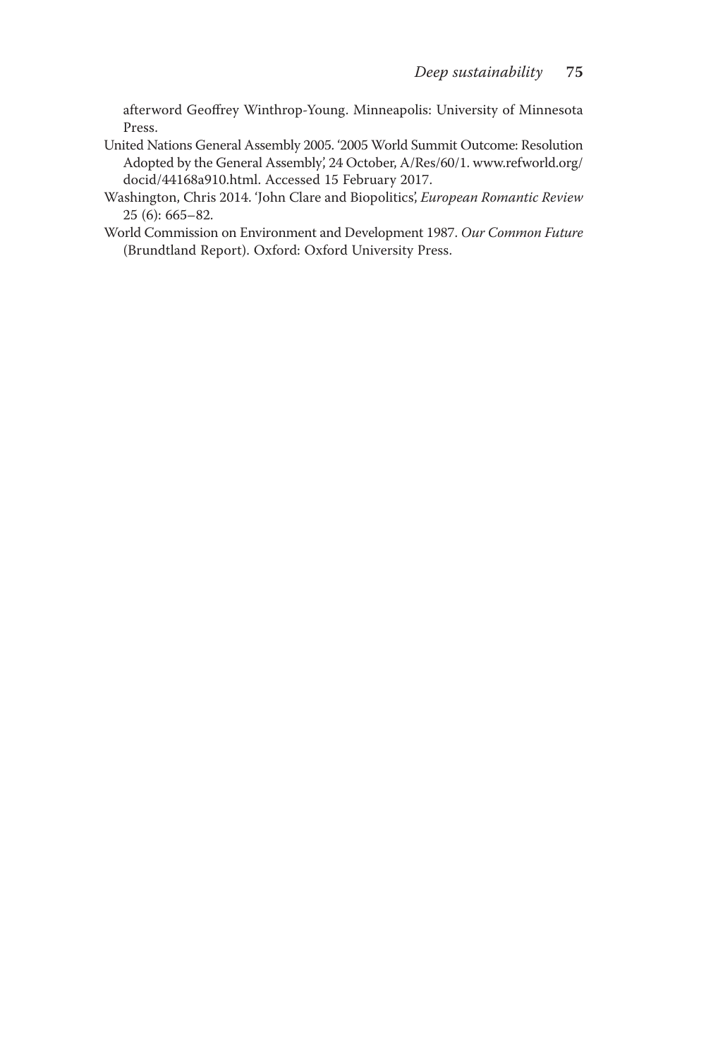afterword Geoffrey Winthrop-Young. Minneapolis: University of Minnesota Press.

United Nations General Assembly 2005. '2005 World Summit Outcome: Resolution Adopted by the General Assembly', 24 October, A/Res/60/1. www.refworld.org/docid/44168a910.html. Accessed 15 February 2017.

Washington, Chris 2014. 'John Clare and Biopolitics', *European Romantic Review* 25 (6): 665–82.

World Commission on Environment and Development 1987. *Our Common Future* (Brundtland Report). Oxford: Oxford University Press.